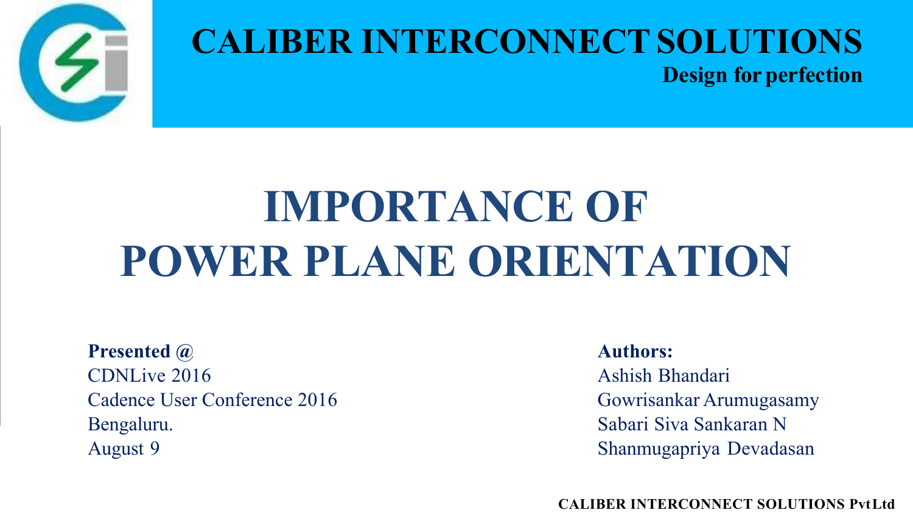**CALIBER INTERCONNECT SOLUTIONS**

**Design for perfection**

# IMPORTANCE OF POWER PLANE ORIENTATION

**Presented @**
CDNLive 2016
Cadence User Conference 2016
Bengaluru.
August 9

**Authors:**
Ashish Bhandari
Gowrisankar Arumugasamy
Sabari Siva Sankaran N
Shanmugapriya Devadasan

**CALIBER INTERCONNECT SOLUTIONS Pvt Ltd**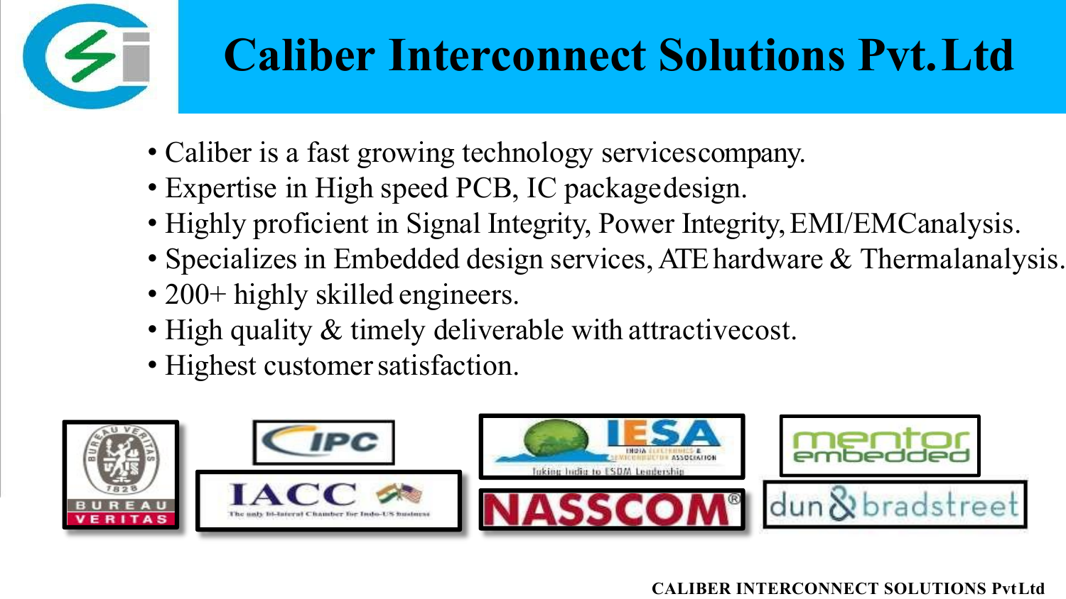# Caliber Interconnect Solutions Pvt.Ltd

- Caliber is a fast growing technology services company.
- Expertise in High speed PCB, IC package design.
- Highly proficient in Signal Integrity, Power Integrity, EMI/EMC analysis.
- Specializes in Embedded design services, ATE hardware & Thermal analysis.
- 200+ highly skilled engineers.
- High quality & timely deliverable with attractive cost.
- Highest customer satisfaction.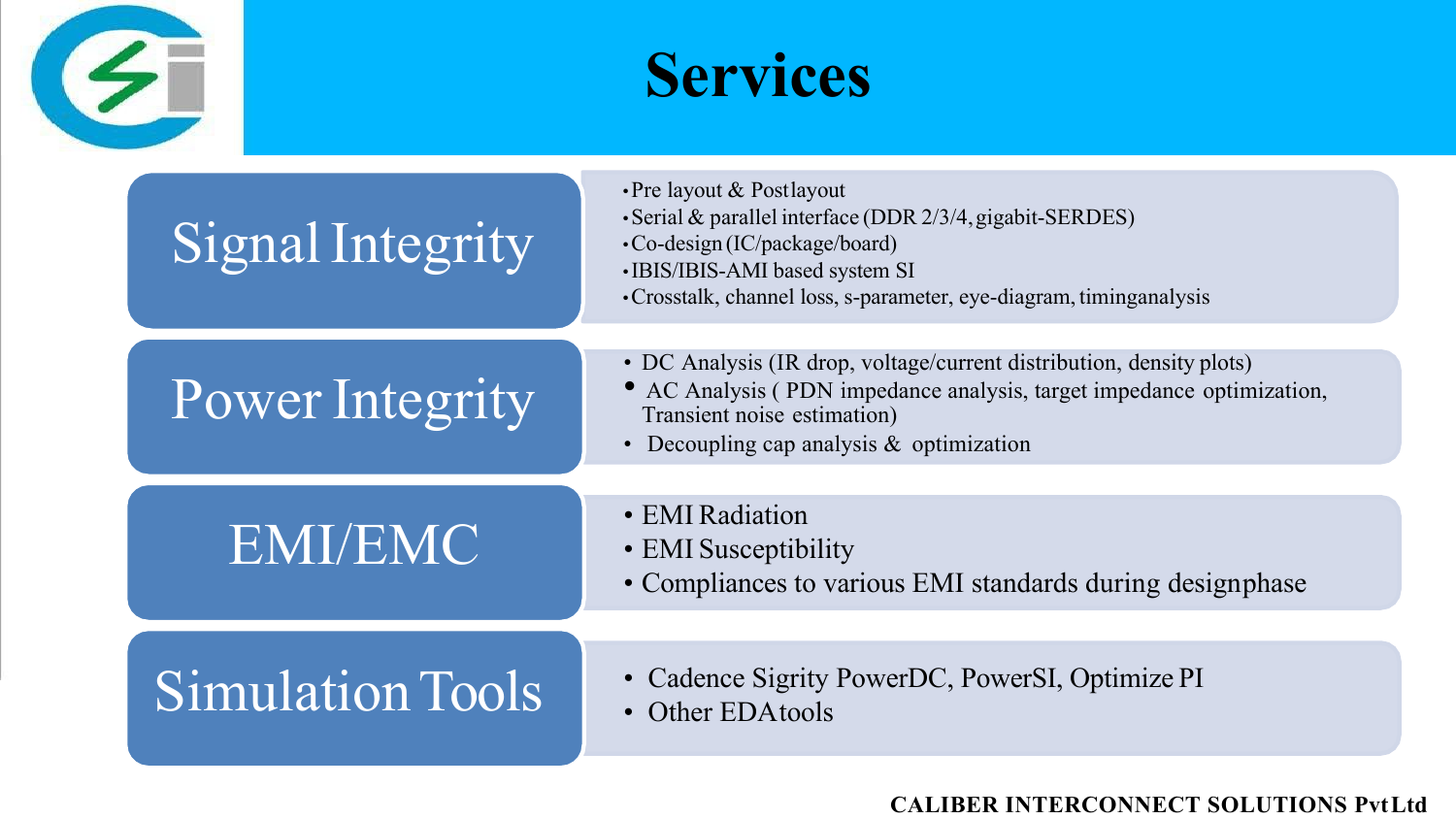# Services

## Signal Integrity

- Pre layout & Postlayout
- Serial & parallel interface (DDR 2/3/4, gigabit-SERDES)
- Co-design (IC/package/board)
- IBIS/IBIS-AMI based system SI
- Crosstalk, channel loss, s-parameter, eye-diagram, timinganalysis

## Power Integrity

- DC Analysis (IR drop, voltage/current distribution, density plots)
- AC Analysis ( PDN impedance analysis, target impedance optimization, Transient noise estimation)
- Decoupling cap analysis & optimization

## EMI/EMC

- EMI Radiation
- EMI Susceptibility
- Compliances to various EMI standards during designphase

## Simulation Tools

- Cadence Sigrity PowerDC, PowerSI, Optimize PI
- Other EDAtools

**CALIBER INTERCONNECT SOLUTIONS PvtLtd**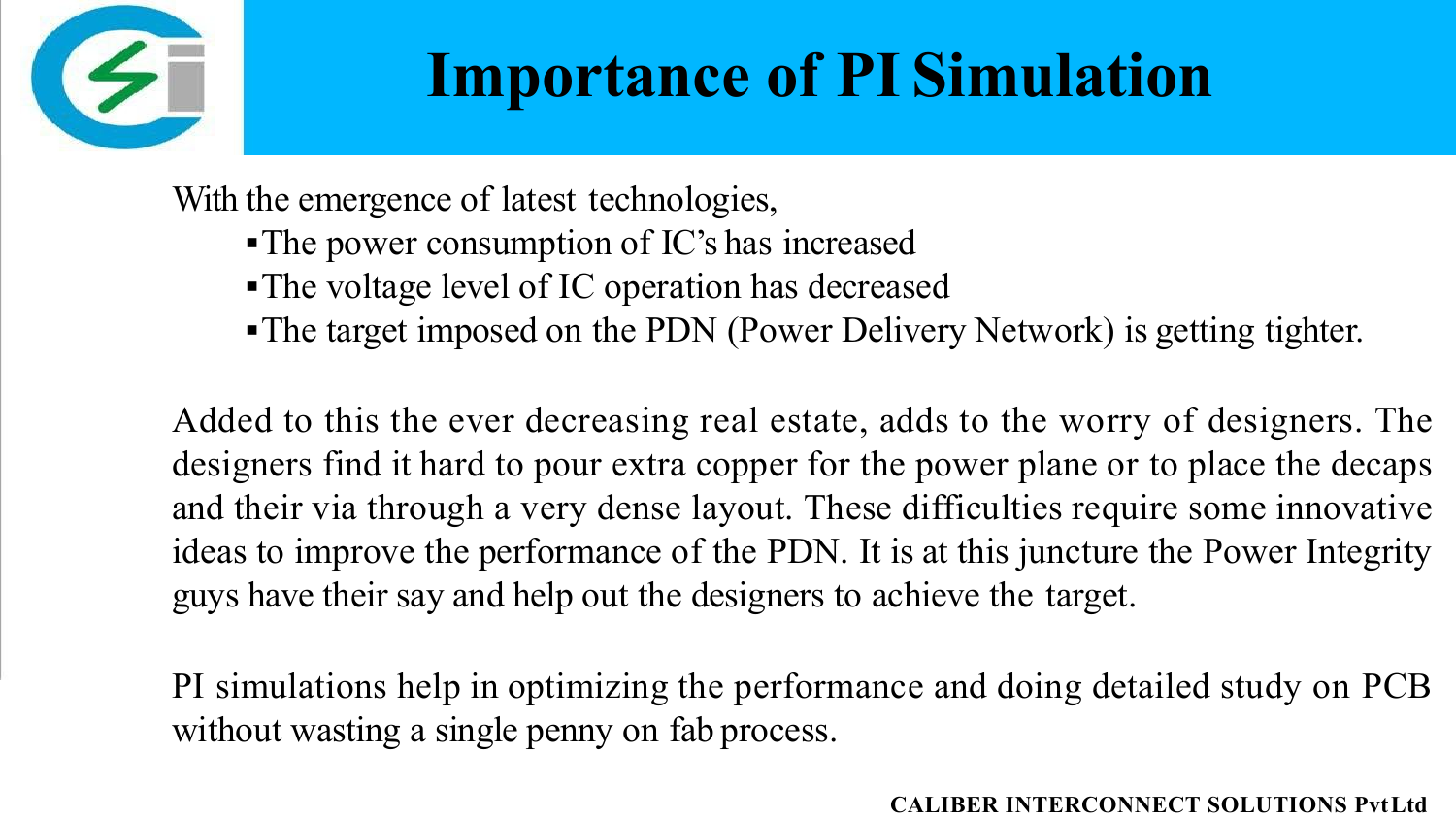# Importance of PI Simulation

With the emergence of latest technologies,

- The power consumption of IC's has increased
- The voltage level of IC operation has decreased
- The target imposed on the PDN (Power Delivery Network) is getting tighter.

Added to this the ever decreasing real estate, adds to the worry of designers. The designers find it hard to pour extra copper for the power plane or to place the decaps and their via through a very dense layout. These difficulties require some innovative ideas to improve the performance of the PDN. It is at this juncture the Power Integrity guys have their say and help out the designers to achieve the target.

PI simulations help in optimizing the performance and doing detailed study on PCB without wasting a single penny on fab process.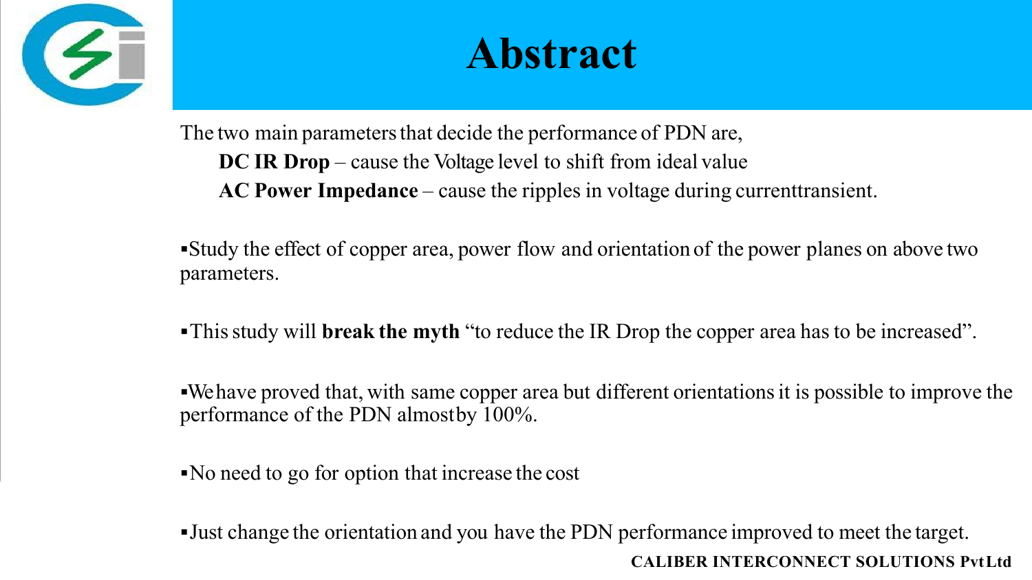# Abstract

The two main parameters that decide the performance of PDN are,

**DC IR Drop** – cause the Voltage level to shift from ideal value

**AC Power Impedance** – cause the ripples in voltage during currenttransient.

- Study the effect of copper area, power flow and orientation of the power planes on above two parameters.

- This study will **break the myth** "to reduce the IR Drop the copper area has to be increased".

- We have proved that, with same copper area but different orientations it is possible to improve the performance of the PDN almostby 100%.

- No need to go for option that increase the cost

- Just change the orientation and you have the PDN performance improved to meet the target.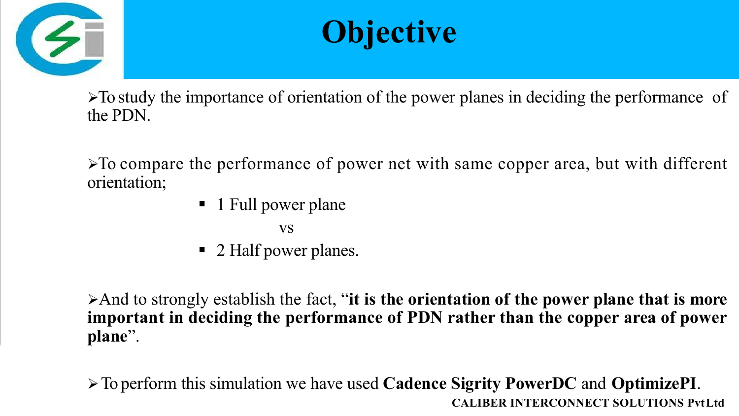# Objective

- To study the importance of orientation of the power planes in deciding the performance of the PDN.

- To compare the performance of power net with same copper area, but with different orientation;
  - 1 Full power plane

    vs
  - 2 Half power planes.

- And to strongly establish the fact, "**it is the orientation of the power plane that is more important in deciding the performance of PDN rather than the copper area of power plane**".

- To perform this simulation we have used **Cadence Sigrity PowerDC** and **OptimizePI**.

**CALIBER INTERCONNECT SOLUTIONS Pvt Ltd**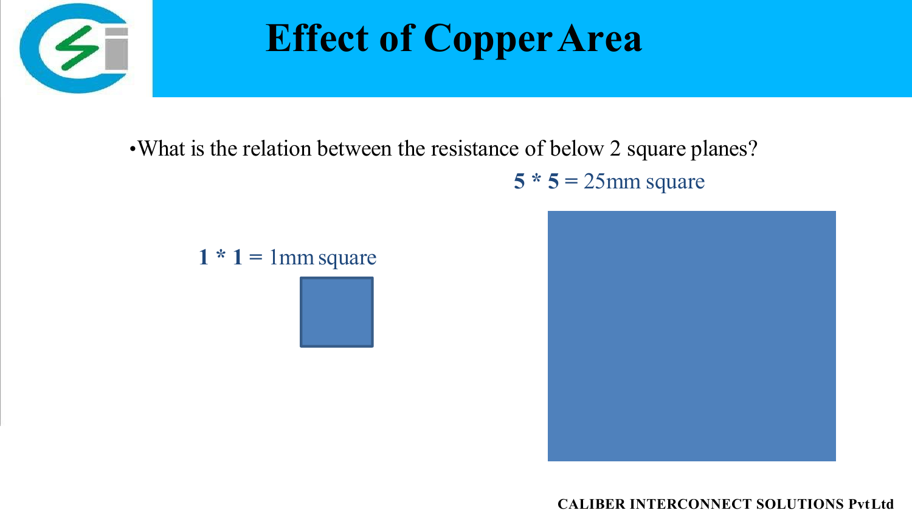# Effect of Copper Area

- What is the relation between the resistance of below 2 square planes?

**5 * 5** = 25mm square

**1 * 1** = 1mm square

CALIBER INTERCONNECT SOLUTIONS Pvt Ltd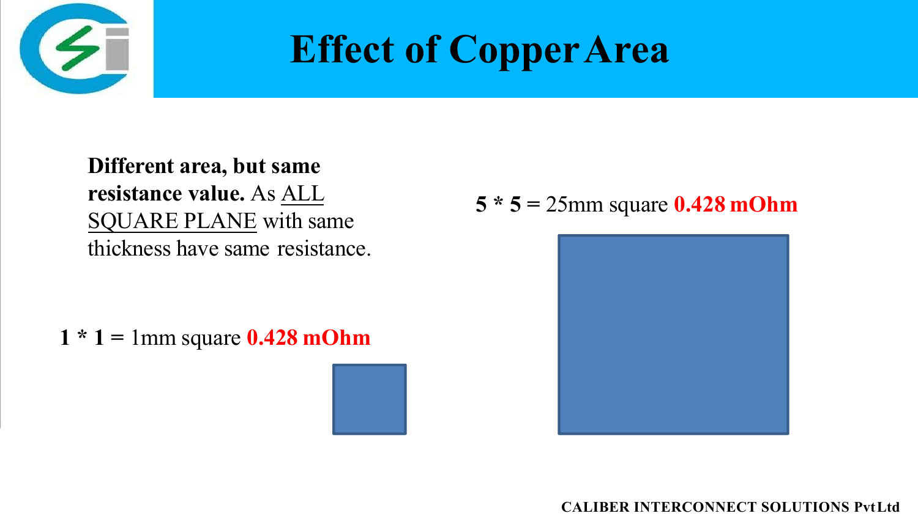# Effect of Copper Area

**Different area, but same resistance value.** As ALL SQUARE PLANE with same thickness have same resistance.

**1 * 1 =** 1mm square **0.428 mOhm**

**5 * 5 =** 25mm square **0.428 mOhm**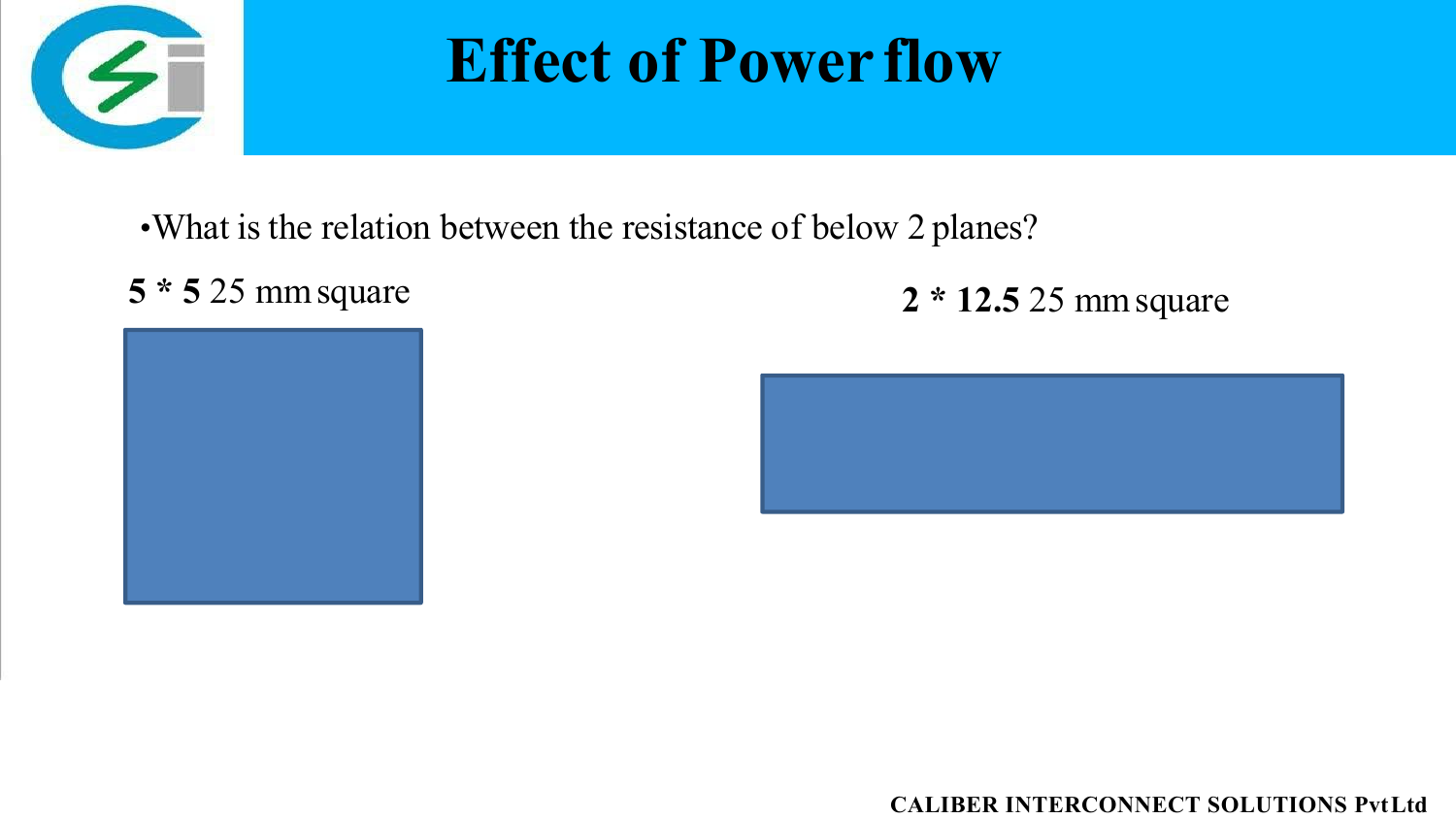# Effect of Power flow

- What is the relation between the resistance of below 2 planes?

**5 * 5** 25 mm square

**2 * 12.5** 25 mm square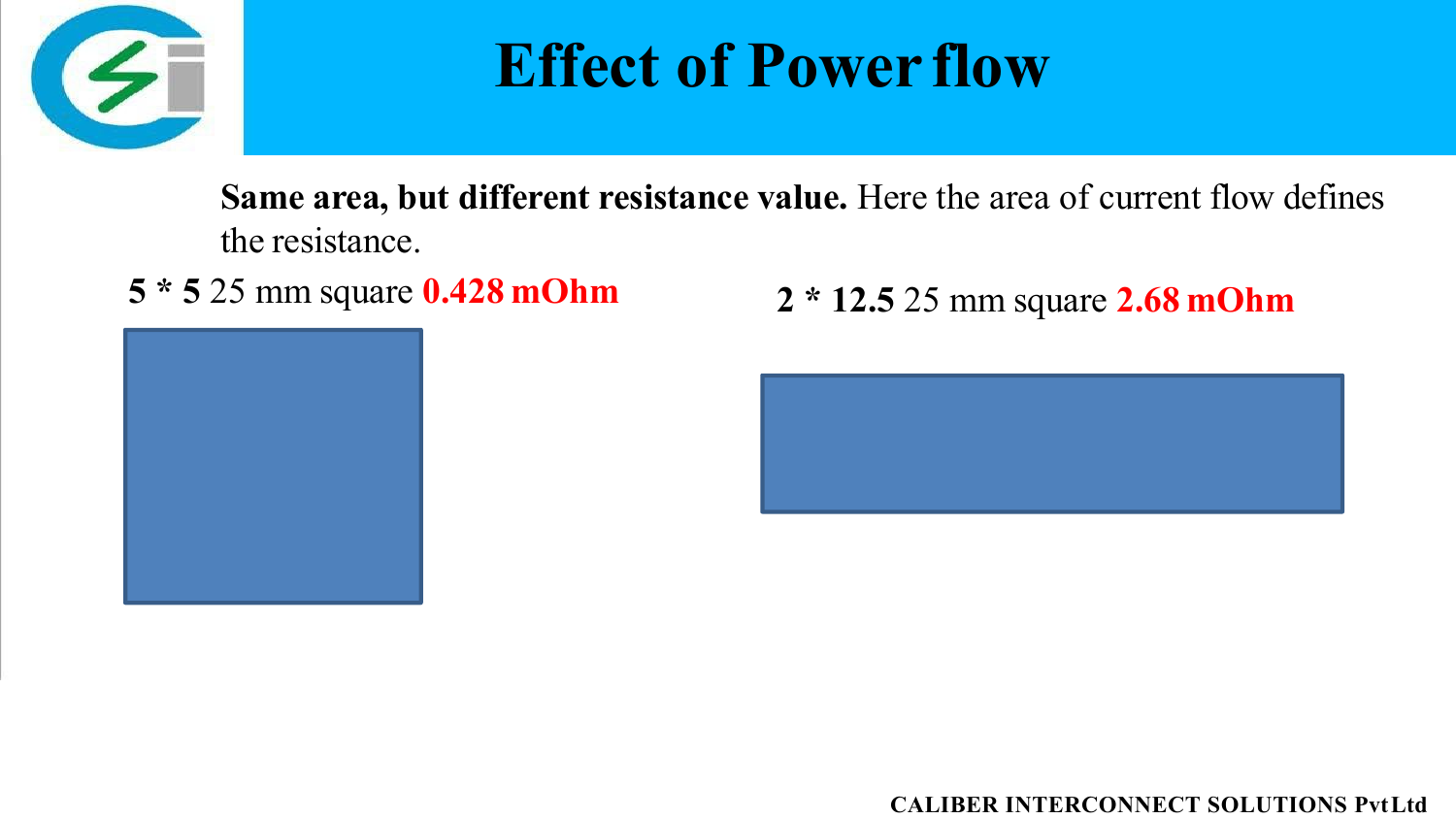# Effect of Power flow

**Same area, but different resistance value.** Here the area of current flow defines the resistance.

**5 * 5** 25 mm square **0.428 mOhm**

**2 * 12.5** 25 mm square **2.68 mOhm**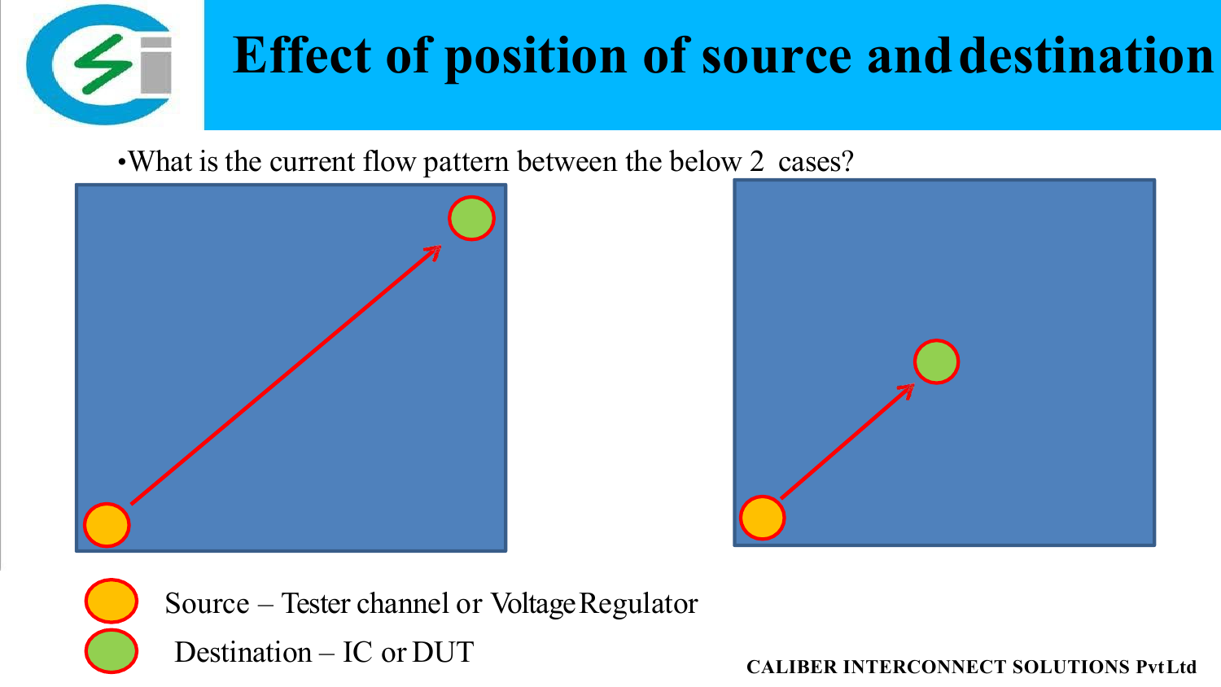# Effect of position of source and destination

- What is the current flow pattern between the below 2 cases?

Source – Tester channel or Voltage Regulator

Destination – IC or DUT

CALIBER INTERCONNECT SOLUTIONS Pvt Ltd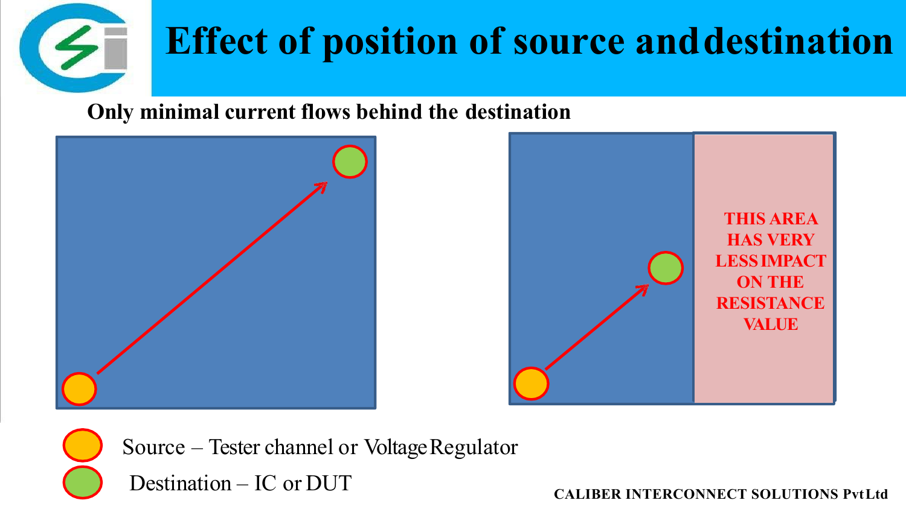# Effect of position of source and destination

**Only minimal current flows behind the destination**

THIS AREA HAS VERY LESS IMPACT ON THE RESISTANCE VALUE

Source – Tester channel or Voltage Regulator

Destination – IC or DUT

**CALIBER INTERCONNECT SOLUTIONS Pvt Ltd**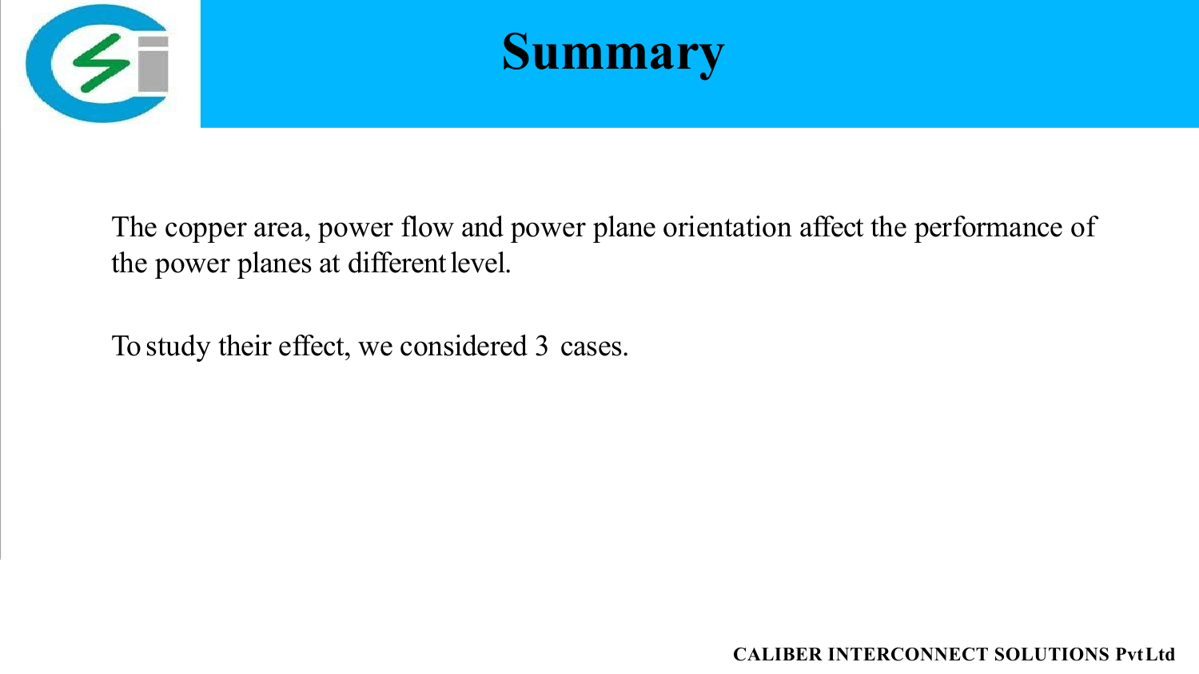# Summary

The copper area, power flow and power plane orientation affect the performance of the power planes at different level.

To study their effect, we considered 3 cases.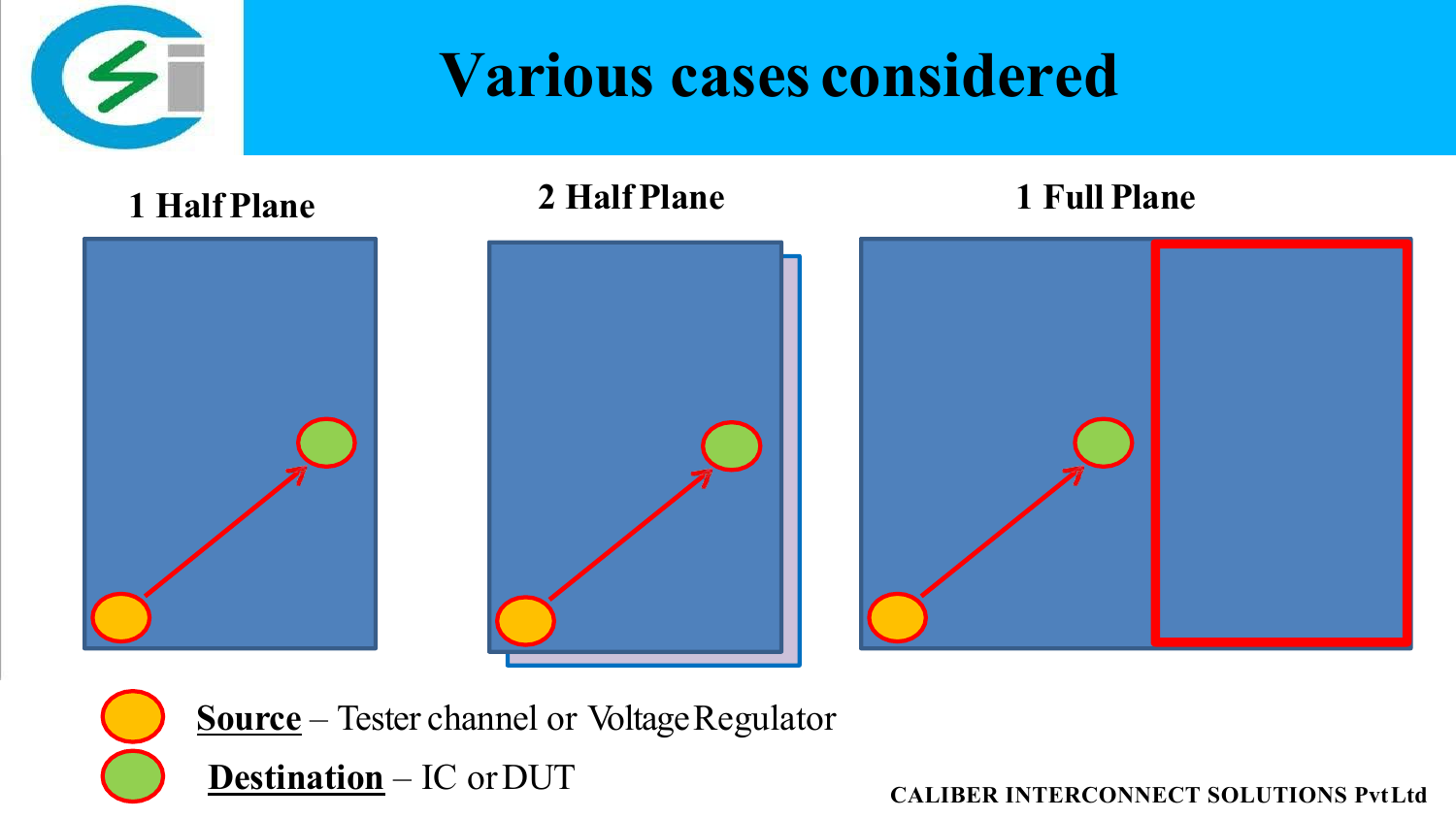# Various cases considered

**1 Half Plane**

**2 Half Plane**

**1 Full Plane**

**Source** – Tester channel or Voltage Regulator

**Destination** – IC or DUT

CALIBER INTERCONNECT SOLUTIONS Pvt Ltd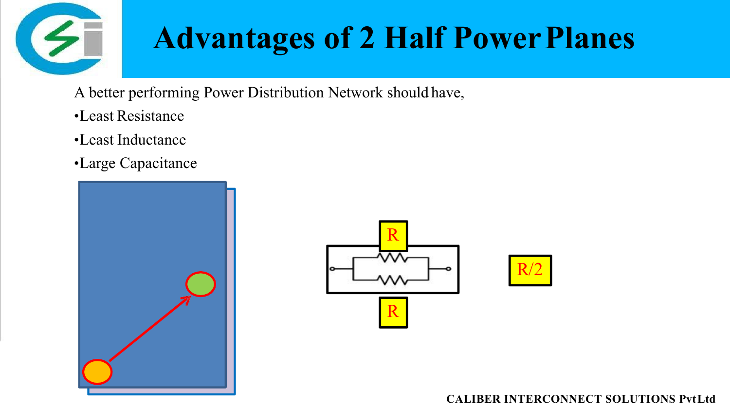# Advantages of 2 Half Power Planes

A better performing Power Distribution Network should have,

- Least Resistance
- Least Inductance
- Large Capacitance

R

R

R/2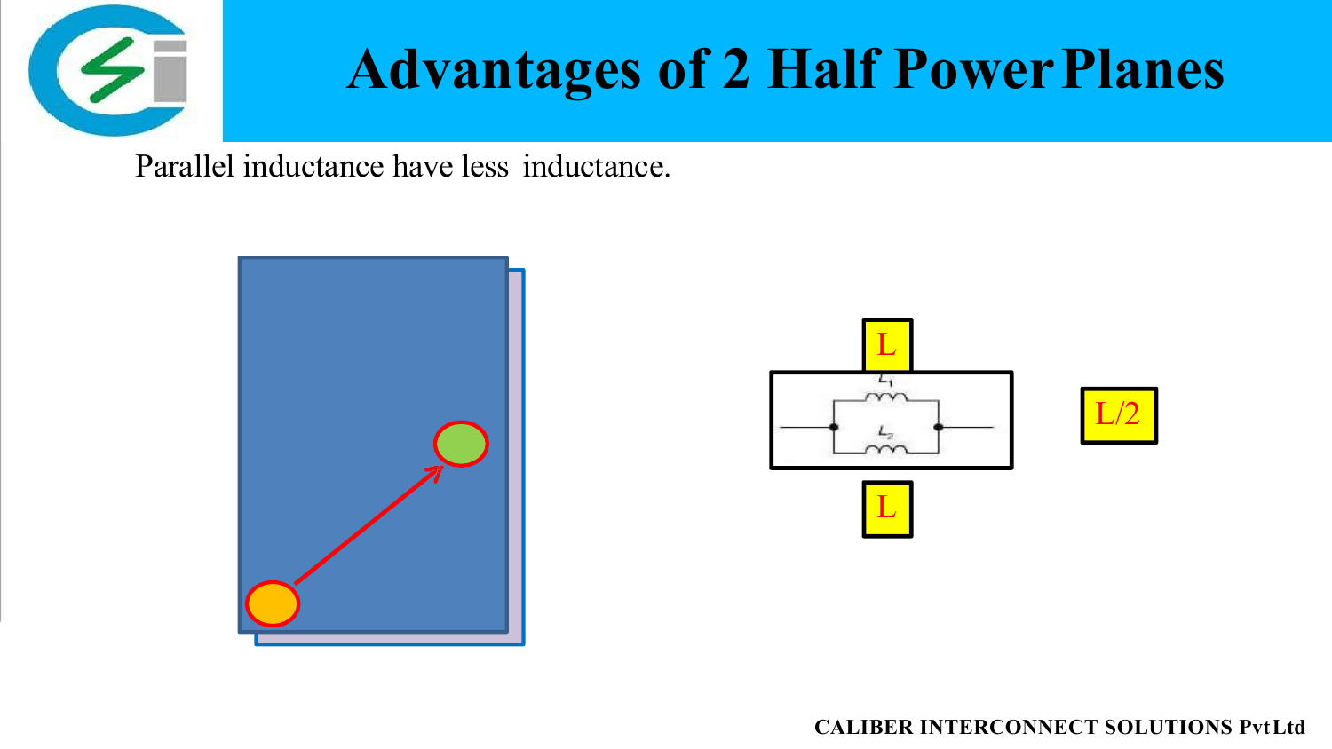# Advantages of 2 Half Power Planes

Parallel inductance have less inductance.

L

$L_1$

$L_2$

L

L/2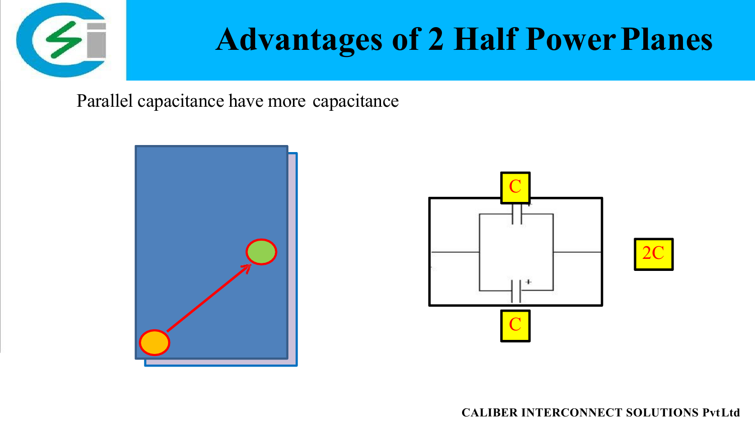# Advantages of 2 Half Power Planes

Parallel capacitance have more capacitance

C

C

2C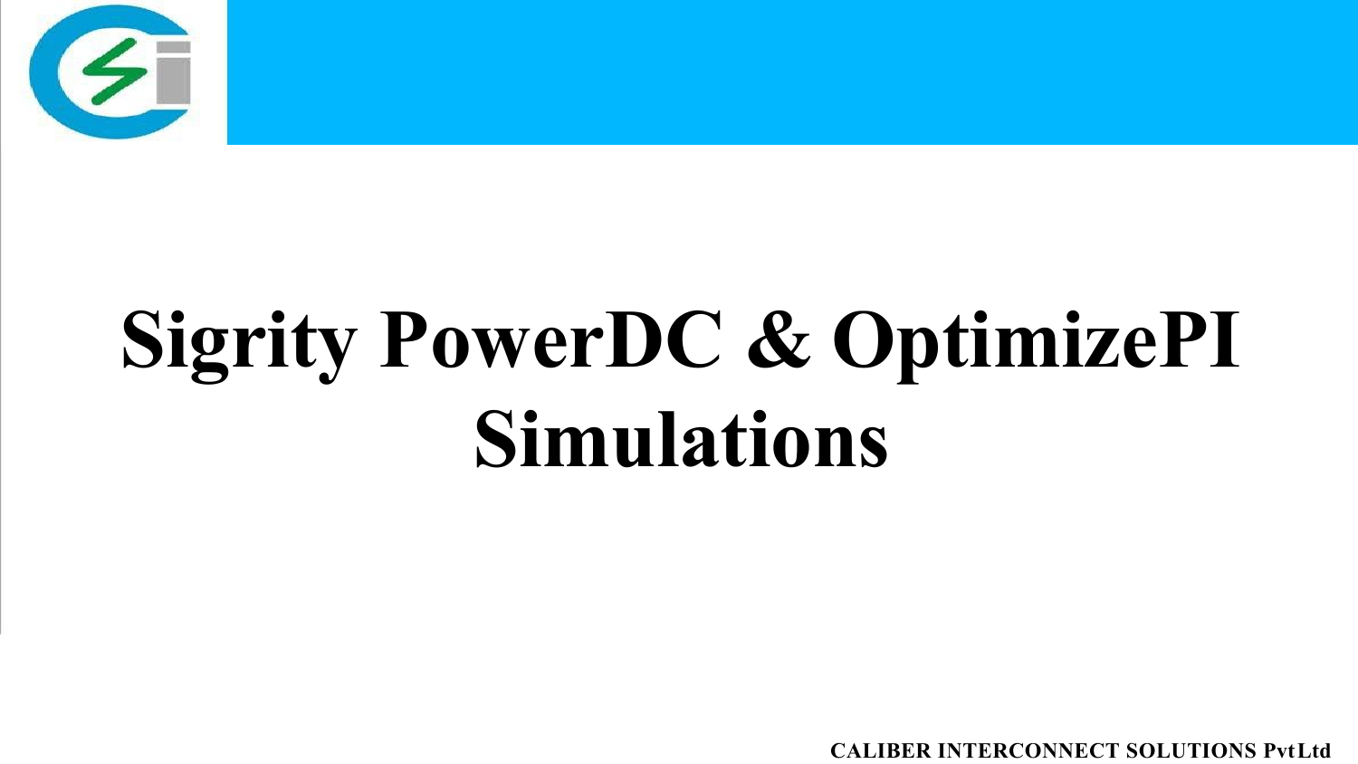# Sigrity PowerDC & OptimizePI Simulations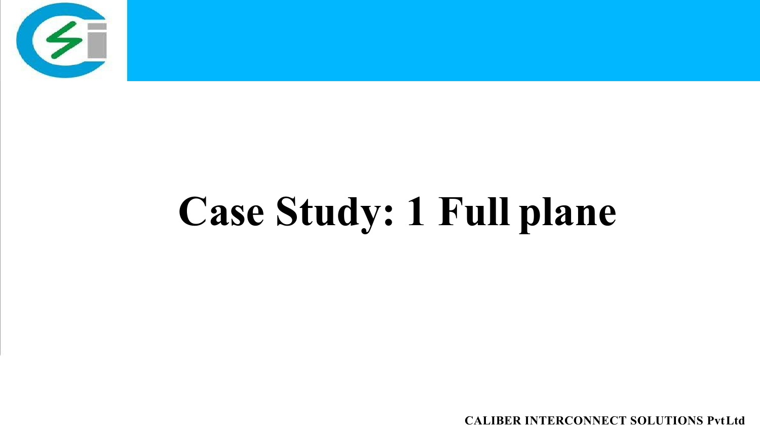# Case Study: 1 Full plane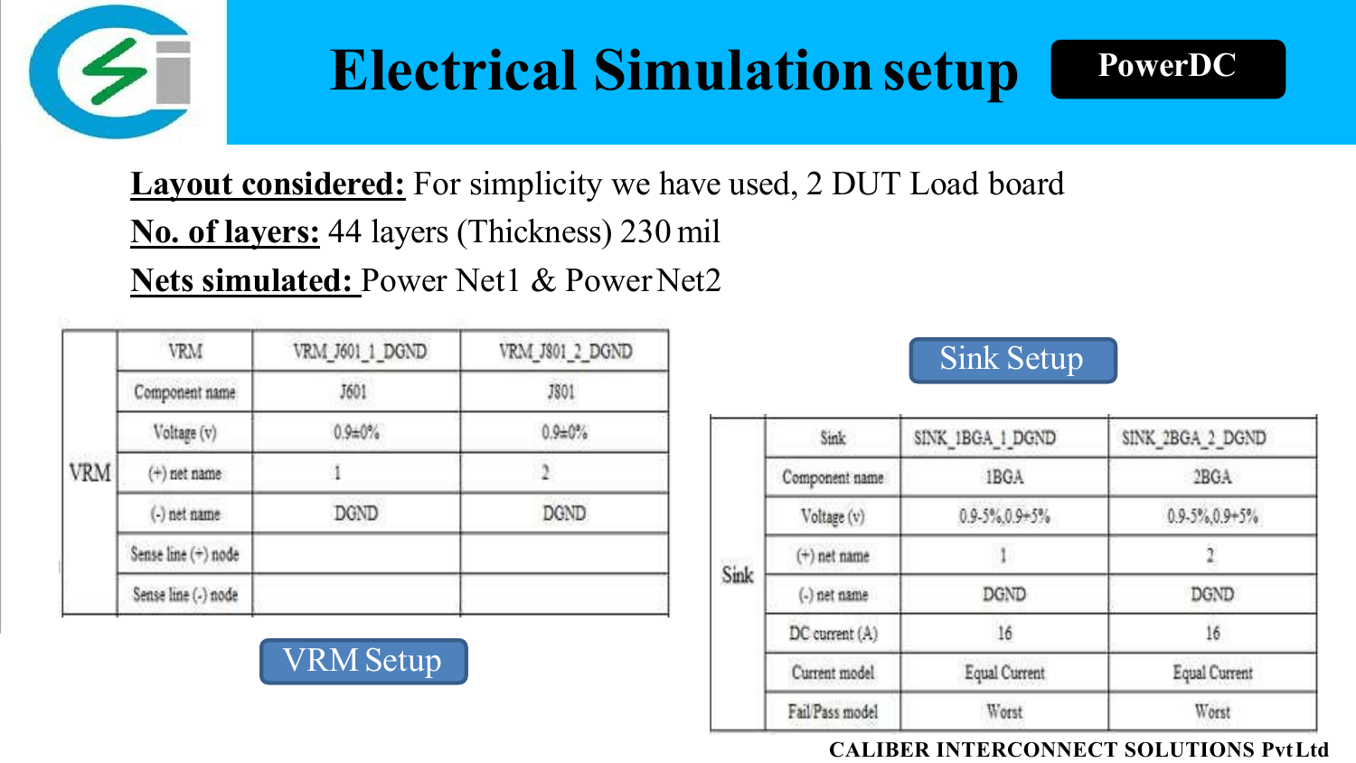# Electrical Simulation setup

**PowerDC**

**Layout considered:** For simplicity we have used, 2 DUT Load board

**No. of layers:** 44 layers (Thickness) 230 mil

**Nets simulated:** Power Net1 & Power Net2

| | VRM | VRM_J601_1_DGND | VRM_J801_2_DGND |
|---|---|---|---|
| VRM | Component name | J601 | J801 |
| | Voltage (v) | 0.9±0% | 0.9±0% |
| | (+) net name | 1 | 2 |
| | (-) net name | DGND | DGND |
| | Sense line (+) node | | |
| | Sense line (-) node | | |

VRM Setup

Sink Setup

| | Sink | SINK_1BGA_1_DGND | SINK_2BGA_2_DGND |
|---|---|---|---|
| Sink | Component name | 1BGA | 2BGA |
| | Voltage (v) | 0.9-5%,0.9+5% | 0.9-5%,0.9+5% |
| | (+) net name | 1 | 2 |
| | (-) net name | DGND | DGND |
| | DC current (A) | 16 | 16 |
| | Current model | Equal Current | Equal Current |
| | Fail/Pass model | Worst | Worst |

CALIBER INTERCONNECT SOLUTIONS Pvt Ltd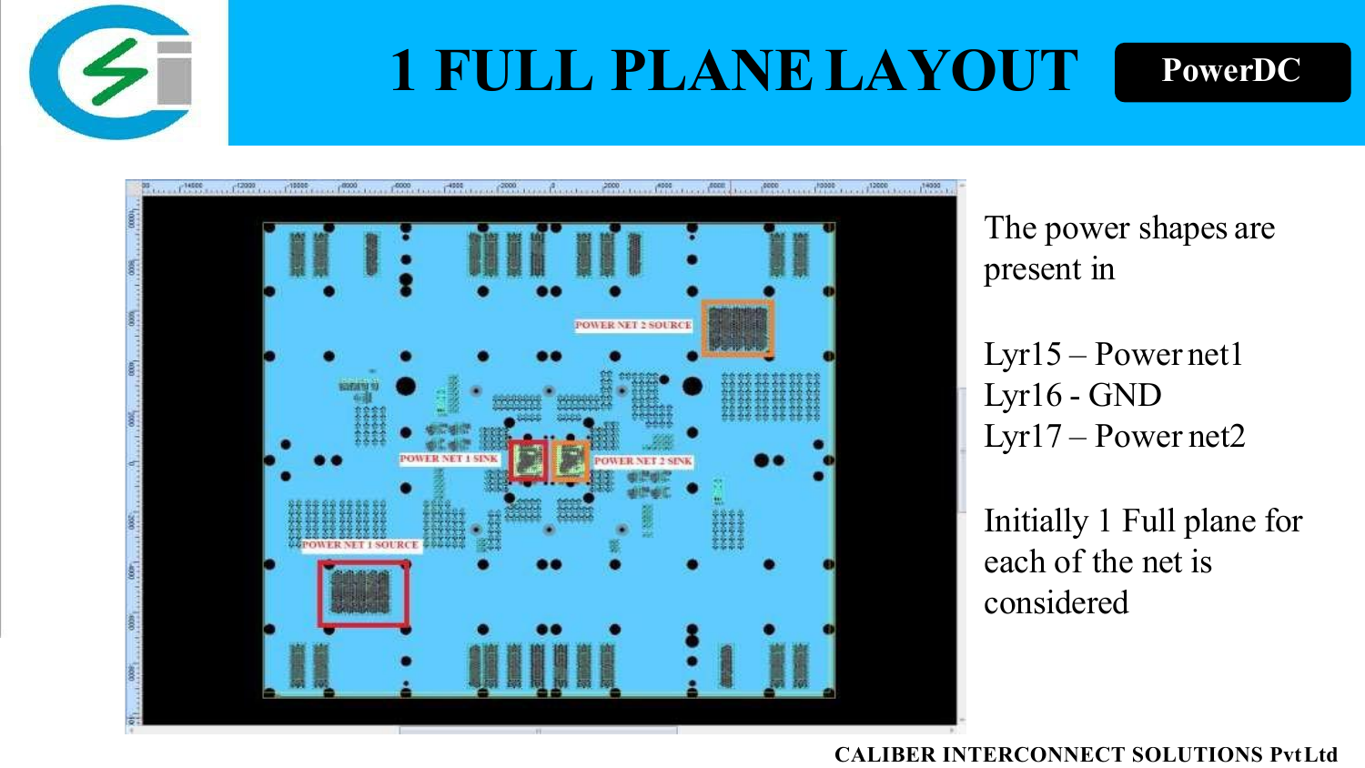# 1 FULL PLANE LAYOUT

**PowerDC**

The power shapes are present in

Lyr15 – Power net1
Lyr16 - GND
Lyr17 – Power net2

Initially 1 Full plane for each of the net is considered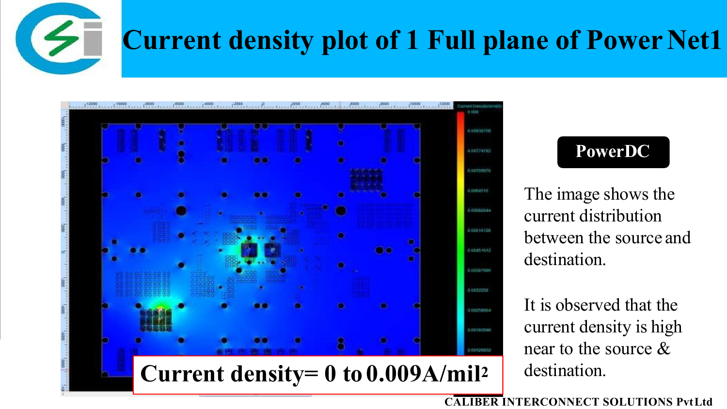# Current density plot of 1 Full plane of Power Net1

**Current density= 0 to 0.009A/mil$^2$**

**PowerDC**

The image shows the current distribution between the source and destination.

It is observed that the current density is high near to the source & destination.

CALIBER INTERCONNECT SOLUTIONS Pvt Ltd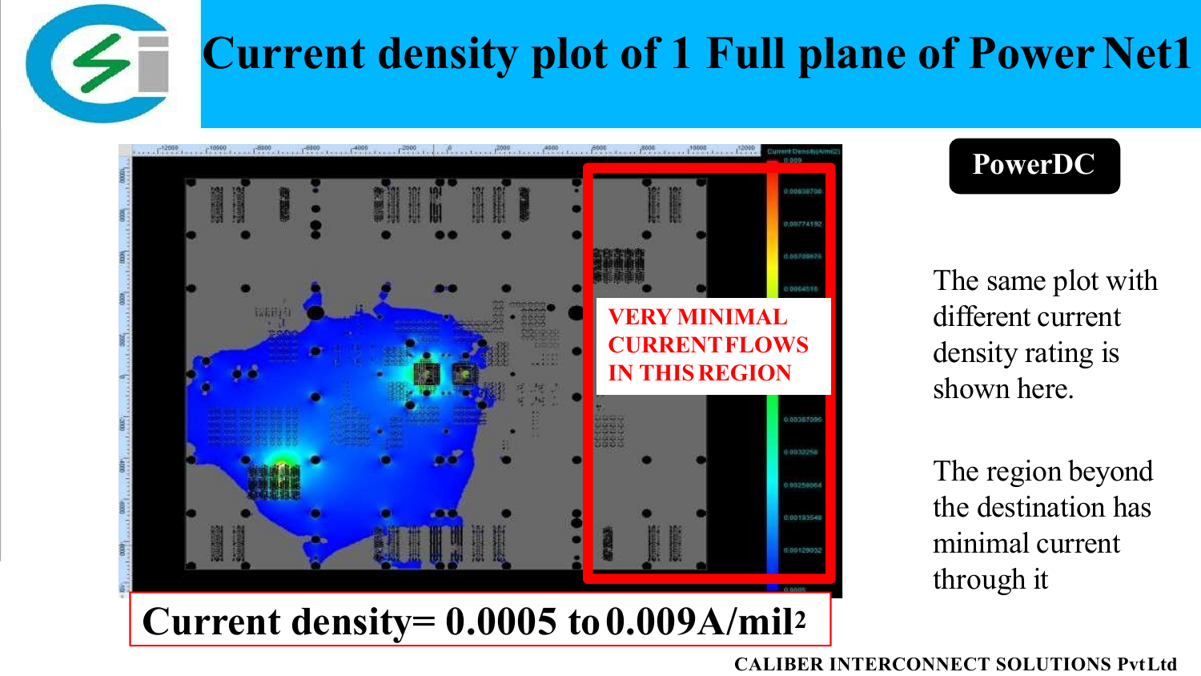# Current density plot of 1 Full plane of Power Net1

VERY MINIMAL CURRENT FLOWS IN THIS REGION

**Current density= 0.0005 to 0.009A/mil$^2$**

**PowerDC**

The same plot with different current density rating is shown here.

The region beyond the destination has minimal current through it

CALIBER INTERCONNECT SOLUTIONS Pvt Ltd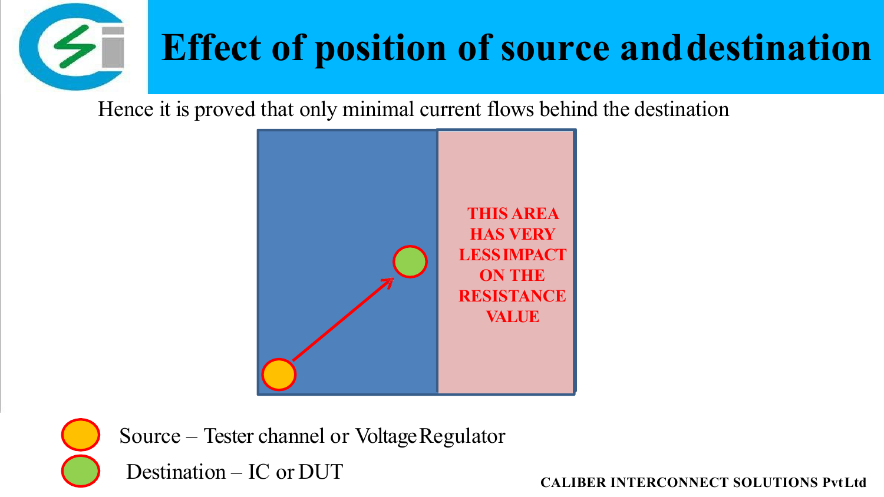# Effect of position of source and destination

Hence it is proved that only minimal current flows behind the destination

THIS AREA HAS VERY LESS IMPACT ON THE RESISTANCE VALUE

Source – Tester channel or Voltage Regulator

Destination – IC or DUT

CALIBER INTERCONNECT SOLUTIONS Pvt Ltd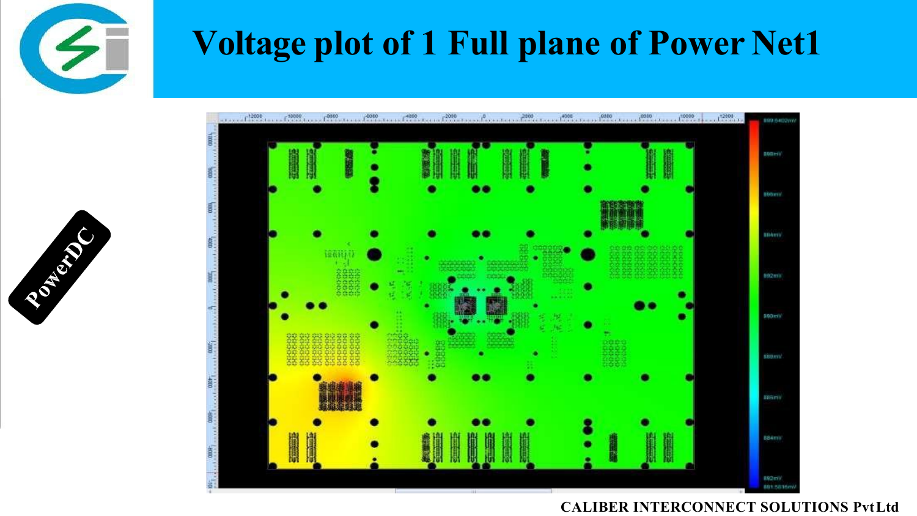# Voltage plot of 1 Full plane of Power Net1

PowerDC

CALIBER INTERCONNECT SOLUTIONS Pvt Ltd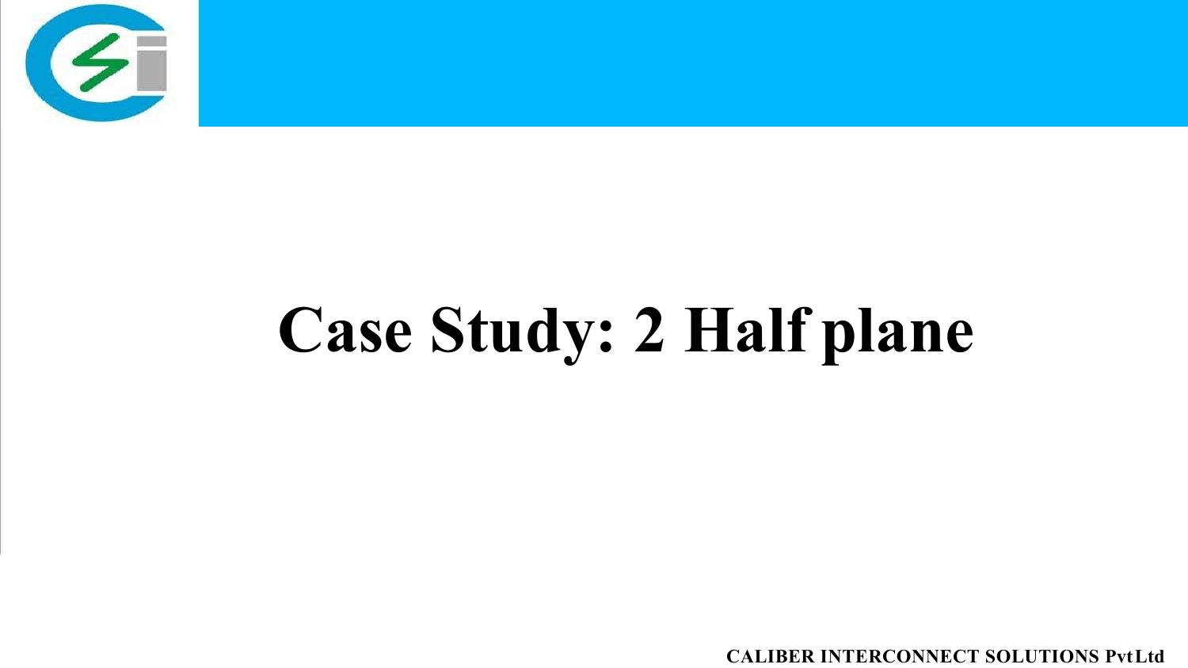# Case Study: 2 Half plane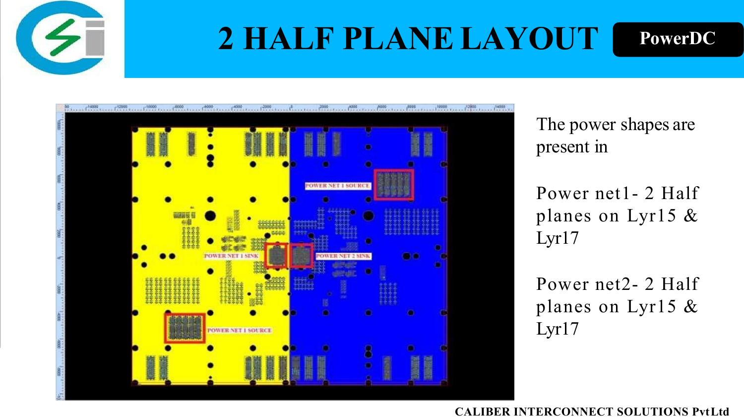# 2 HALF PLANE LAYOUT

PowerDC

The power shapes are present in

Power net1- 2 Half planes on Lyr15 & Lyr17

Power net2- 2 Half planes on Lyr15 & Lyr17

CALIBER INTERCONNECT SOLUTIONS Pvt Ltd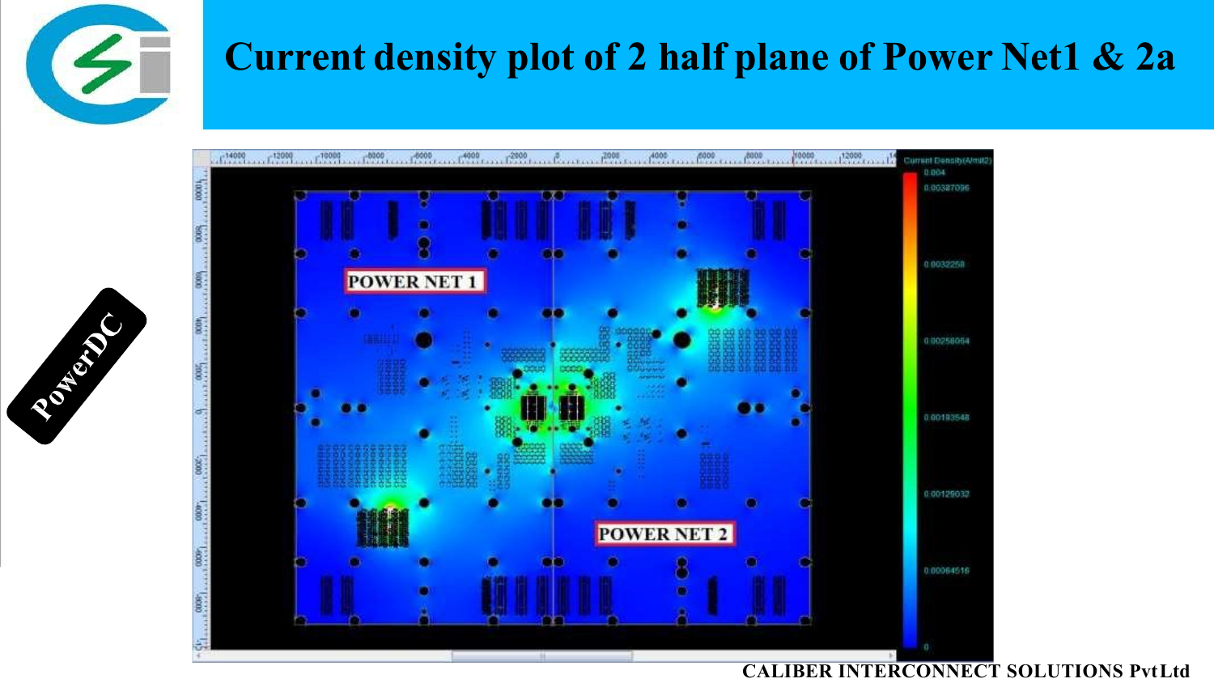# Current density plot of 2 half plane of Power Net1 & 2a

PowerDC

POWER NET 1

POWER NET 2

Current Density(A/mil2)

0.004

0.00387096

0.0032258

0.00258064

0.00193548

0.00129032

0.00064516

0

CALIBER INTERCONNECT SOLUTIONS Pvt Ltd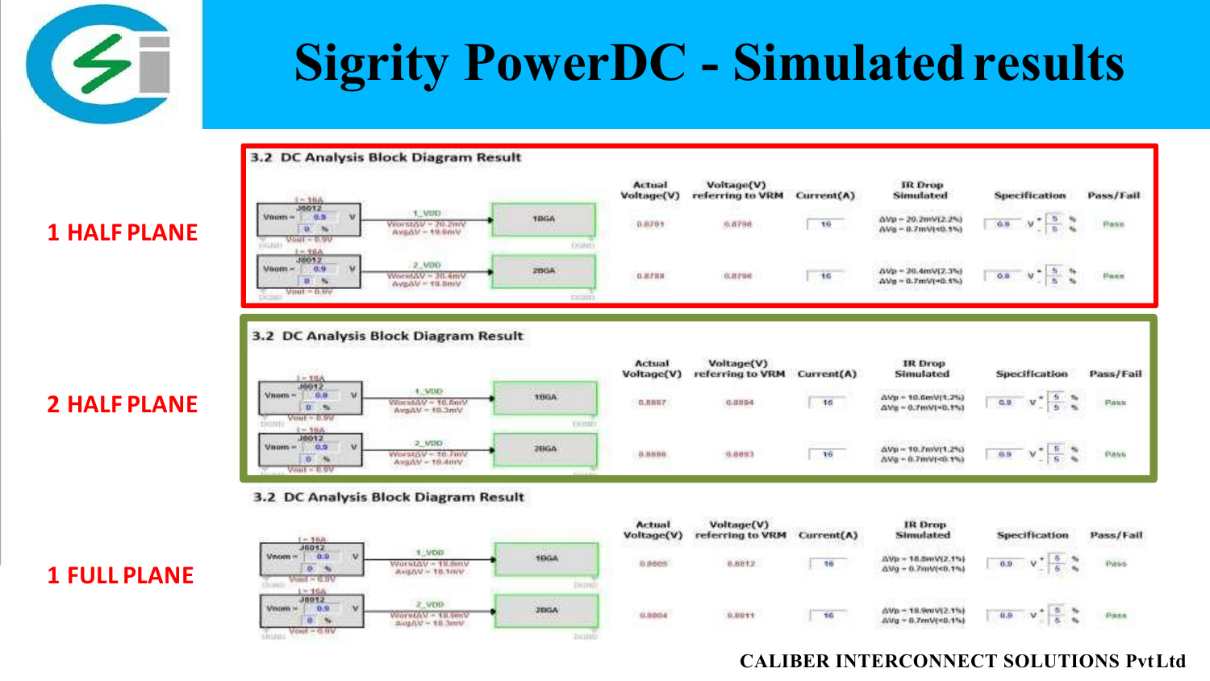# Sigrity PowerDC - Simulated results

## 1 HALF PLANE

**3.2 DC Analysis Block Diagram Result**

| Net | Source | Sink | Actual Voltage(V) | Voltage(V) referring to VRM | Current(A) | IR Drop Simulated | Specification | Pass/Fail |
|---|---|---|---|---|---|---|---|---|
| 1_VDD (WorstΔV = 20.2mV, AvgΔV = 19.6mV) | J6012, Vnom = 0.9 V, 0 %, I = 16A, Vout = 0.9V | 1BGA | 0.8701 | 0.8798 | 16 | ΔVp = 20.2mV(2.2%) ΔVg = 0.7mV(<0.1%) | 0.9 V +5 % -5 % | Pass |
| 2_VDD (WorstΔV = 20.4mV, AvgΔV = 19.8mV) | J6012, Vnom = 0.9 V, 0 %, I = 16A, Vout = 0.9V | 2BGA | 0.8788 | 0.8796 | 16 | ΔVp = 20.4mV(2.3%) ΔVg = 0.7mV(<0.1%) | 0.9 V +5 % -5 % | Pass |

## 2 HALF PLANE

**3.2 DC Analysis Block Diagram Result**

| Net | Source | Sink | Actual Voltage(V) | Voltage(V) referring to VRM | Current(A) | IR Drop Simulated | Specification | Pass/Fail |
|---|---|---|---|---|---|---|---|---|
| 1_VDD (WorstΔV = 10.6mV, AvgΔV = 10.3mV) | J6012, Vnom = 0.9 V, 0 %, I = 16A, Vout = 0.9V | 1BGA | 0.8887 | 0.8894 | 16 | ΔVp = 10.6mV(1.2%) ΔVg = 0.7mV(<0.1%) | 0.9 V +5 % -5 % | Pass |
| 2_VDD (WorstΔV = 10.7mV, AvgΔV = 10.4mV) | J6012, Vnom = 0.9 V, 0 %, I = 16A, Vout = 0.9V | 2BGA | 0.8886 | 0.8893 | 16 | ΔVp = 10.7mV(1.2%) ΔVg = 0.7mV(<0.1%) | 0.9 V +5 % -5 % | Pass |

## 1 FULL PLANE

**3.2 DC Analysis Block Diagram Result**

| Net | Source | Sink | Actual Voltage(V) | Voltage(V) referring to VRM | Current(A) | IR Drop Simulated | Specification | Pass/Fail |
|---|---|---|---|---|---|---|---|---|
| 1_VDD (WorstΔV = 18.8mV, AvgΔV = 18.1mV) | J6012, Vnom = 0.9 V, 0 %, I = 16A, Vout = 0.9V | 1BGA | 0.8805 | 0.8812 | 16 | ΔVp = 18.8mV(2.1%) ΔVg = 0.7mV(<0.1%) | 0.9 V +5 % -5 % | Pass |
| 2_VDD (WorstΔV = 18.9mV, AvgΔV = 18.3mV) | J6012, Vnom = 0.9 V, 0 %, I = 16A, Vout = 0.9V | 2BGA | 0.8804 | 0.8811 | 16 | ΔVp = 18.9mV(2.1%) ΔVg = 0.7mV(<0.1%) | 0.9 V +5 % -5 % | Pass |

CALIBER INTERCONNECT SOLUTIONS Pvt Ltd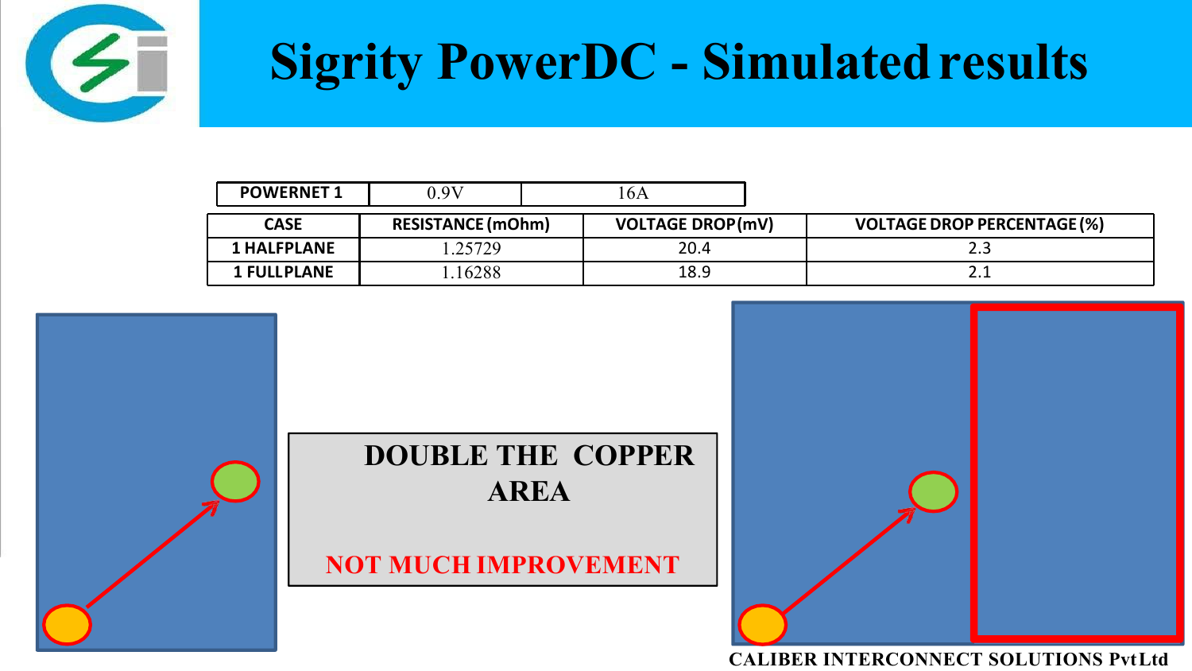# Sigrity PowerDC - Simulated results

| POWERNET 1 | 0.9V | 16A |
|---|---|---|

| CASE | RESISTANCE (mOhm) | VOLTAGE DROP (mV) | VOLTAGE DROP PERCENTAGE (%) |
|---|---|---|---|
| 1 HALFPLANE | 1.25729 | 20.4 | 2.3 |
| 1 FULLPLANE | 1.16288 | 18.9 | 2.1 |

**DOUBLE THE COPPER AREA**

**NOT MUCH IMPROVEMENT**

CALIBER INTERCONNECT SOLUTIONS Pvt Ltd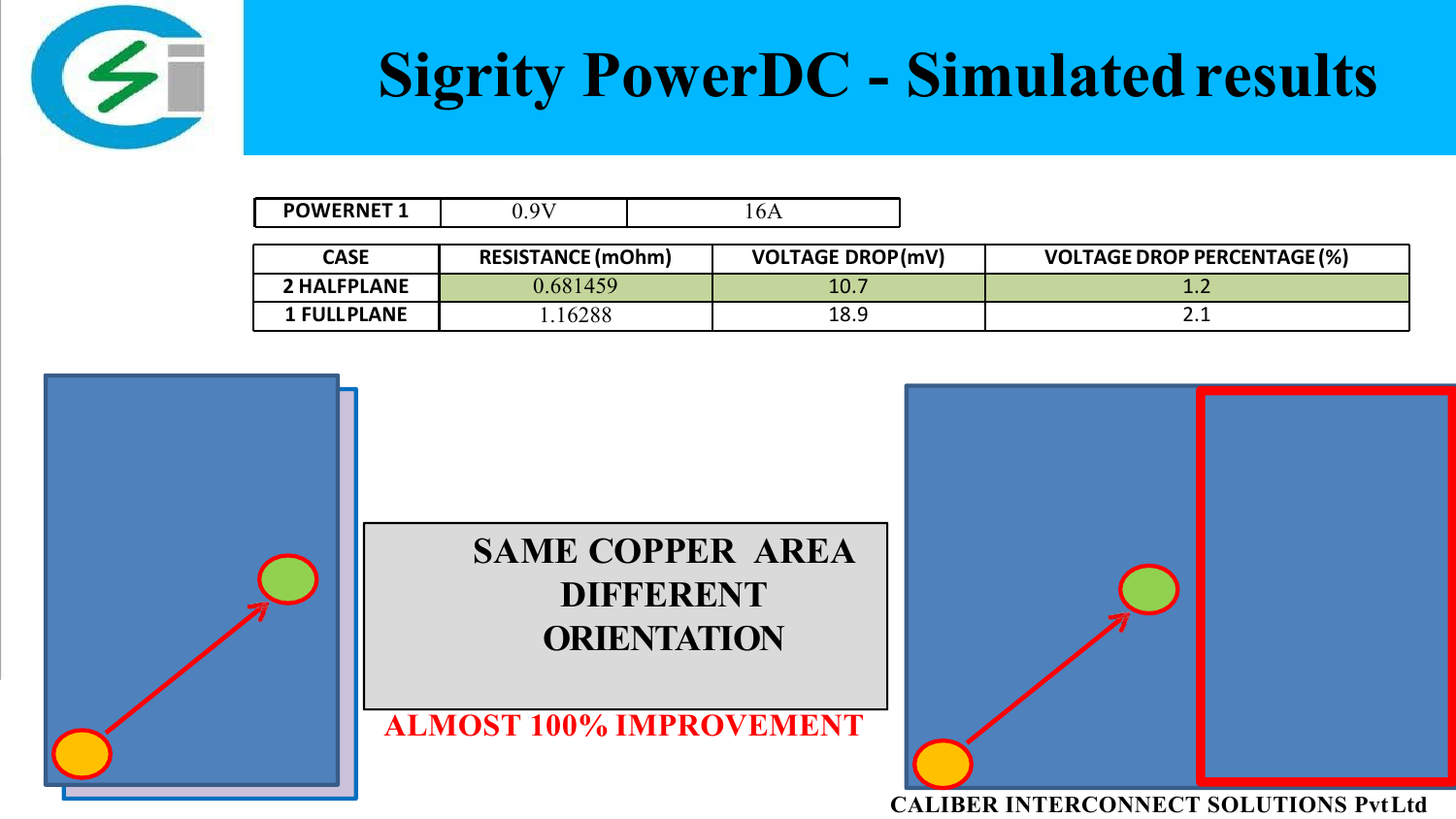# Sigrity PowerDC - Simulated results

| POWERNET 1 | 0.9V | 16A |
|---|---|---|

| CASE | RESISTANCE (mOhm) | VOLTAGE DROP (mV) | VOLTAGE DROP PERCENTAGE (%) |
|---|---|---|---|
| 2 HALFPLANE | 0.681459 | 10.7 | 1.2 |
| 1 FULLPLANE | 1.16288 | 18.9 | 2.1 |

**SAME COPPER AREA DIFFERENT ORIENTATION**

**ALMOST 100% IMPROVEMENT**

CALIBER INTERCONNECT SOLUTIONS Pvt Ltd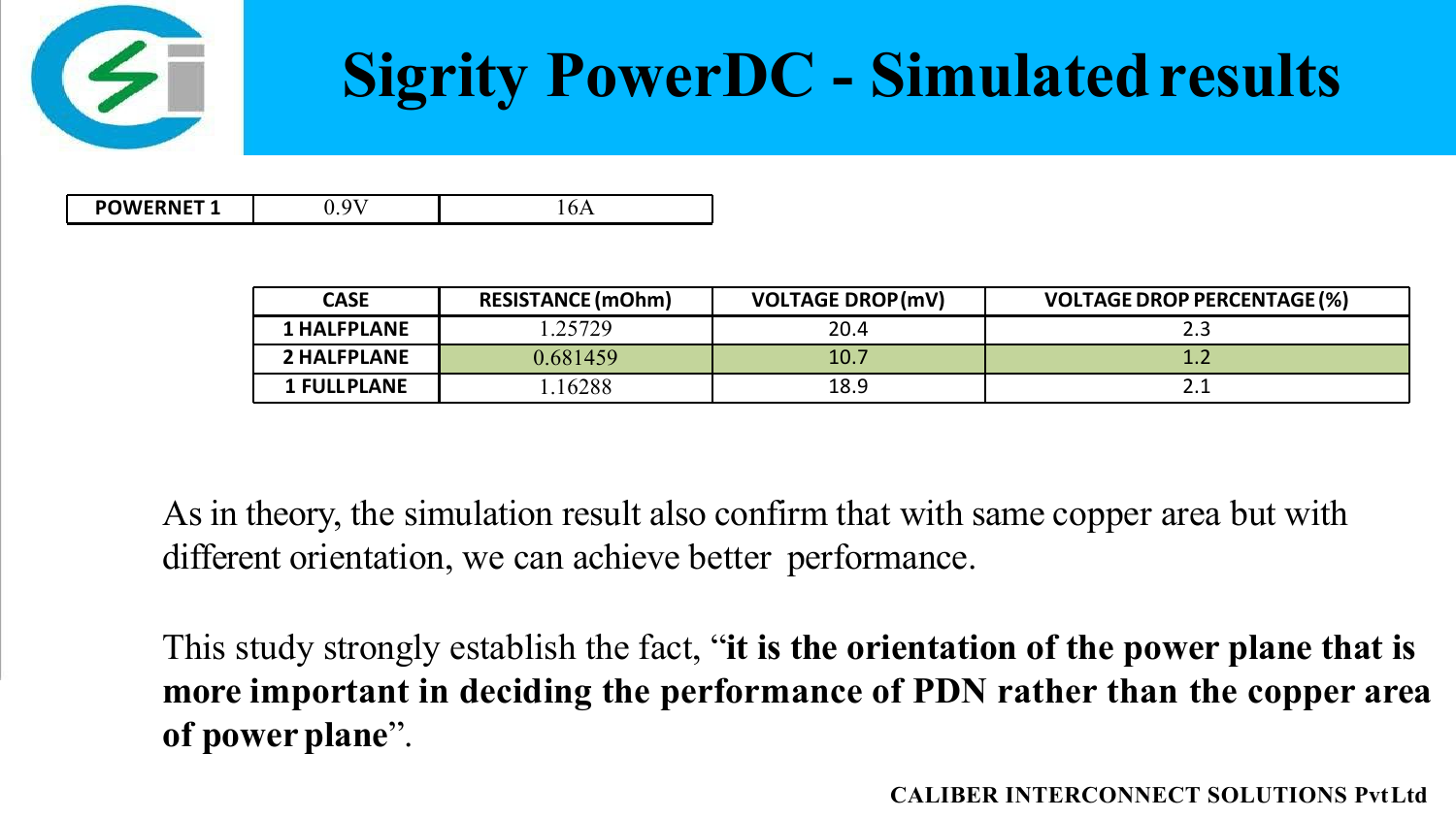# Sigrity PowerDC - Simulated results

| POWERNET 1 | 0.9V | 16A |
| --- | --- | --- |

| CASE | RESISTANCE (mOhm) | VOLTAGE DROP (mV) | VOLTAGE DROP PERCENTAGE (%) |
| --- | --- | --- | --- |
| 1 HALFPLANE | 1.25729 | 20.4 | 2.3 |
| 2 HALFPLANE | 0.681459 | 10.7 | 1.2 |
| 1 FULLPLANE | 1.16288 | 18.9 | 2.1 |

As in theory, the simulation result also confirm that with same copper area but with different orientation, we can achieve better performance.

This study strongly establish the fact, "**it is the orientation of the power plane that is more important in deciding the performance of PDN rather than the copper area of power plane**".

**CALIBER INTERCONNECT SOLUTIONS Pvt Ltd**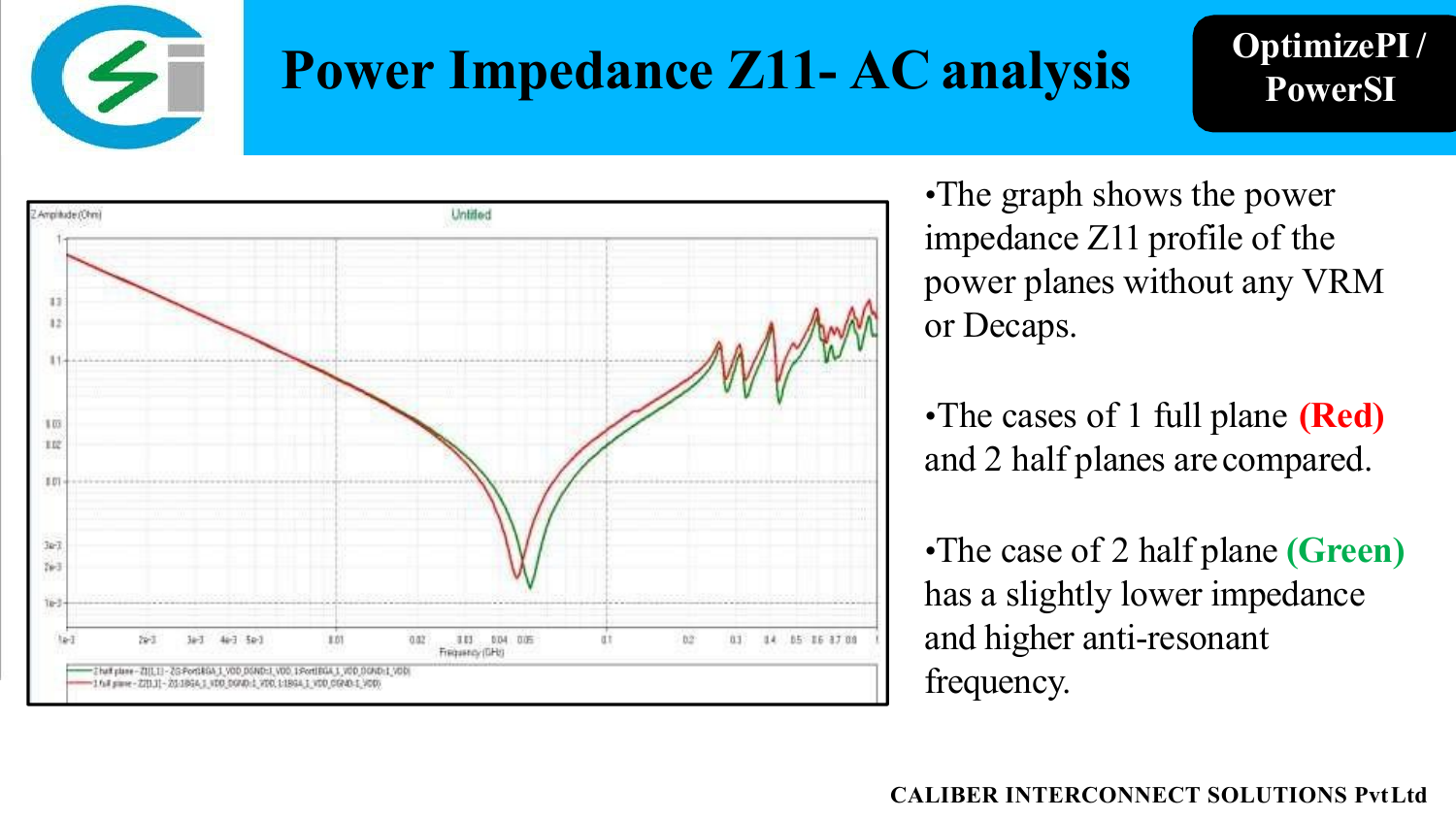# Power Impedance Z11- AC analysis

**OptimizePI / PowerSI**

- The graph shows the power impedance Z11 profile of the power planes without any VRM or Decaps.
- The cases of 1 full plane **(Red)** and 2 half planes are compared.
- The case of 2 half plane **(Green)** has a slightly lower impedance and higher anti-resonant frequency.

**CALIBER INTERCONNECT SOLUTIONS Pvt Ltd**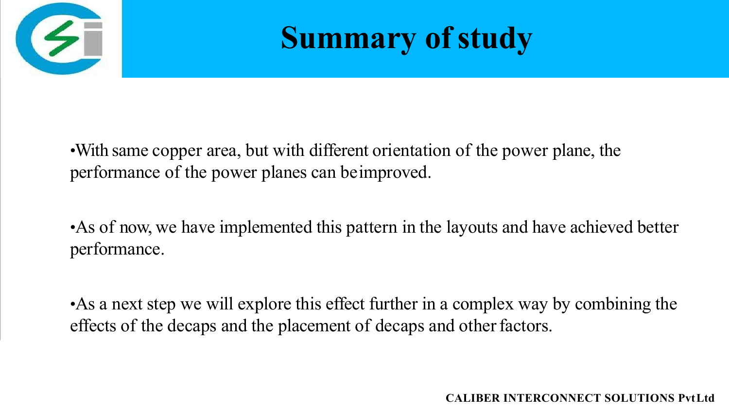# Summary of study

- With same copper area, but with different orientation of the power plane, the performance of the power planes can be improved.

- As of now, we have implemented this pattern in the layouts and have achieved better performance.

- As a next step we will explore this effect further in a complex way by combining the effects of the decaps and the placement of decaps and other factors.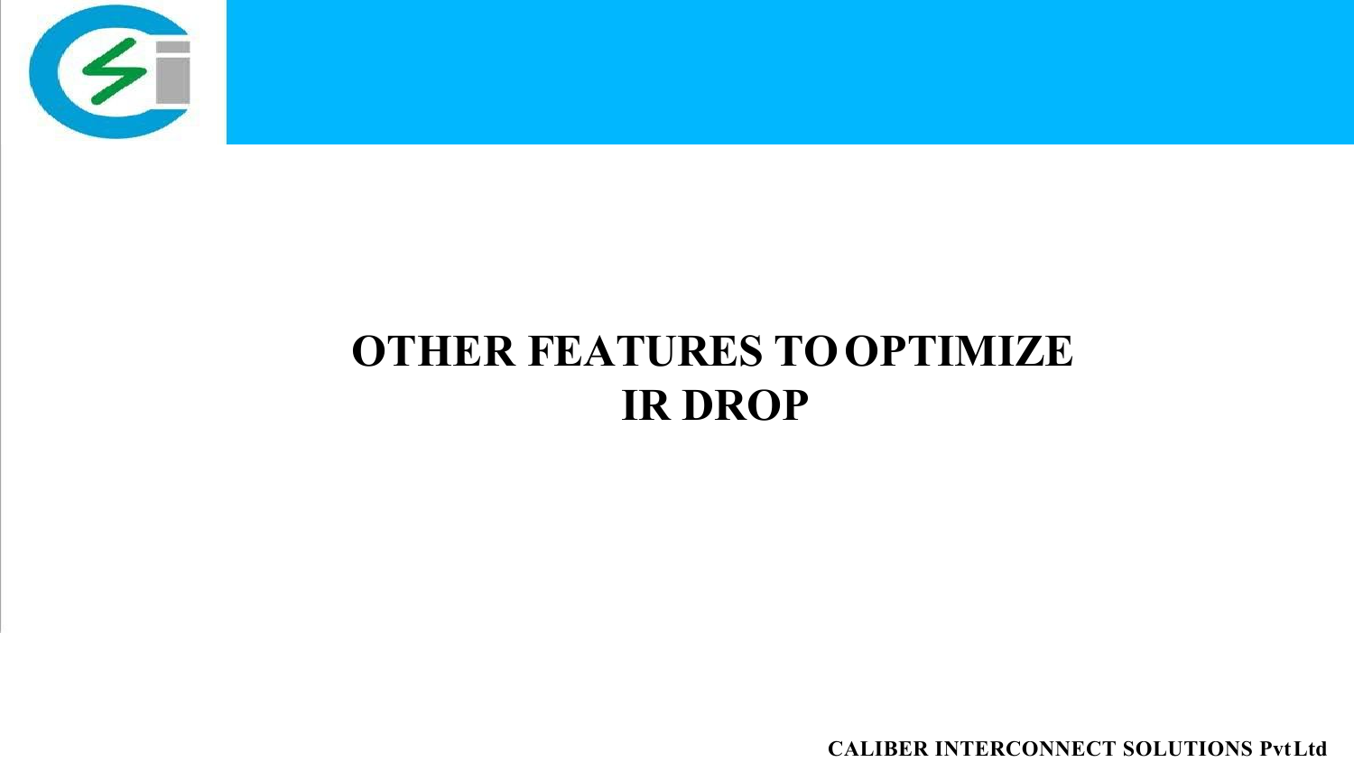# OTHER FEATURES TO OPTIMIZE IR DROP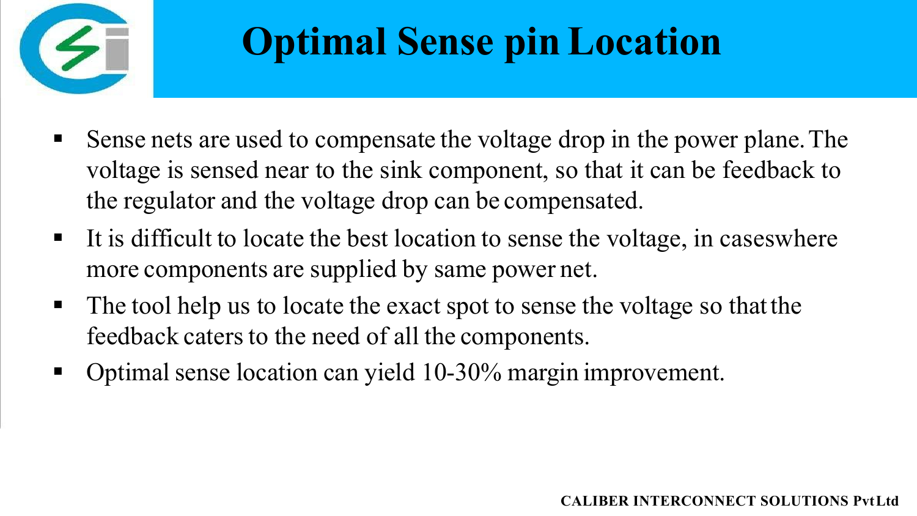# Optimal Sense pin Location

- Sense nets are used to compensate the voltage drop in the power plane. The voltage is sensed near to the sink component, so that it can be feedback to the regulator and the voltage drop can be compensated.
- It is difficult to locate the best location to sense the voltage, in caseswhere more components are supplied by same power net.
- The tool help us to locate the exact spot to sense the voltage so that the feedback caters to the need of all the components.
- Optimal sense location can yield 10-30% margin improvement.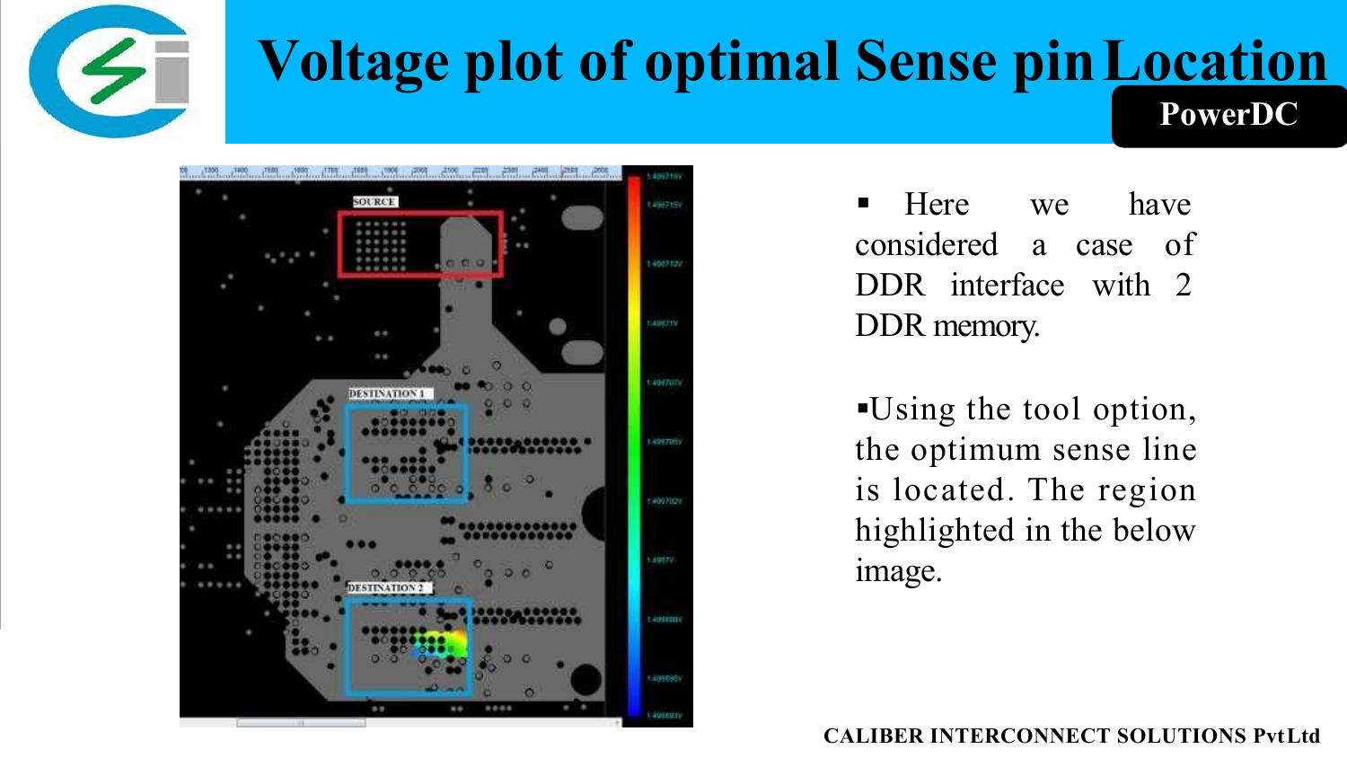# Voltage plot of optimal Sense pin Location

**PowerDC**

- Here we have considered a case of DDR interface with 2 DDR memory.
- Using the tool option, the optimum sense line is located. The region highlighted in the below image.

**CALIBER INTERCONNECT SOLUTIONS Pvt Ltd**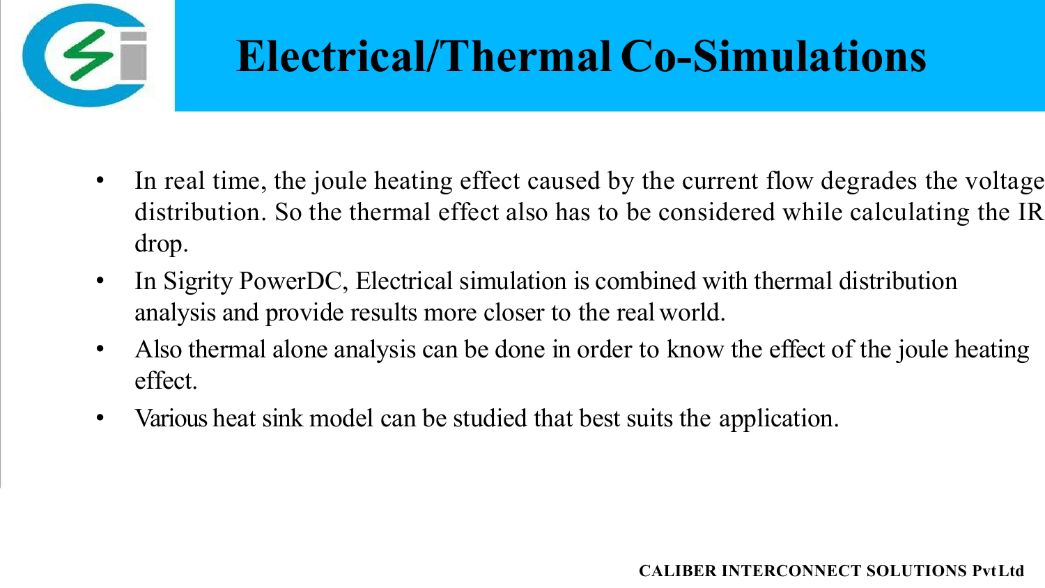# Electrical/Thermal Co-Simulations

- In real time, the joule heating effect caused by the current flow degrades the voltage distribution. So the thermal effect also has to be considered while calculating the IR drop.
- In Sigrity PowerDC, Electrical simulation is combined with thermal distribution analysis and provide results more closer to the real world.
- Also thermal alone analysis can be done in order to know the effect of the joule heating effect.
- Various heat sink model can be studied that best suits the application.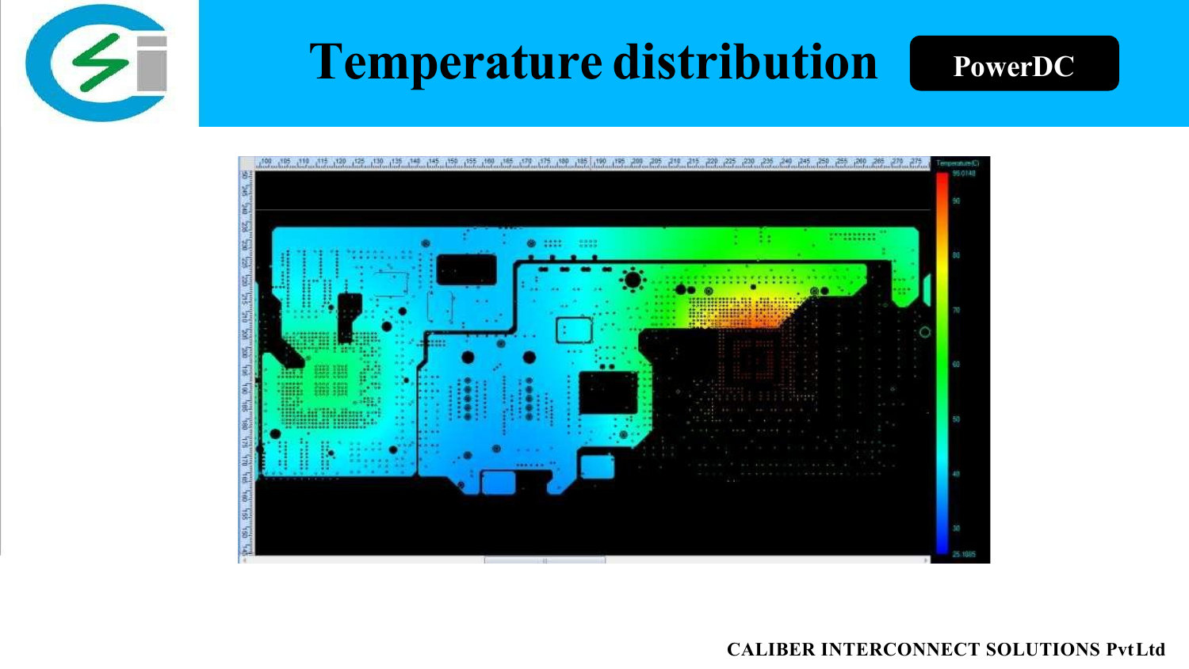# Temperature distribution

**PowerDC**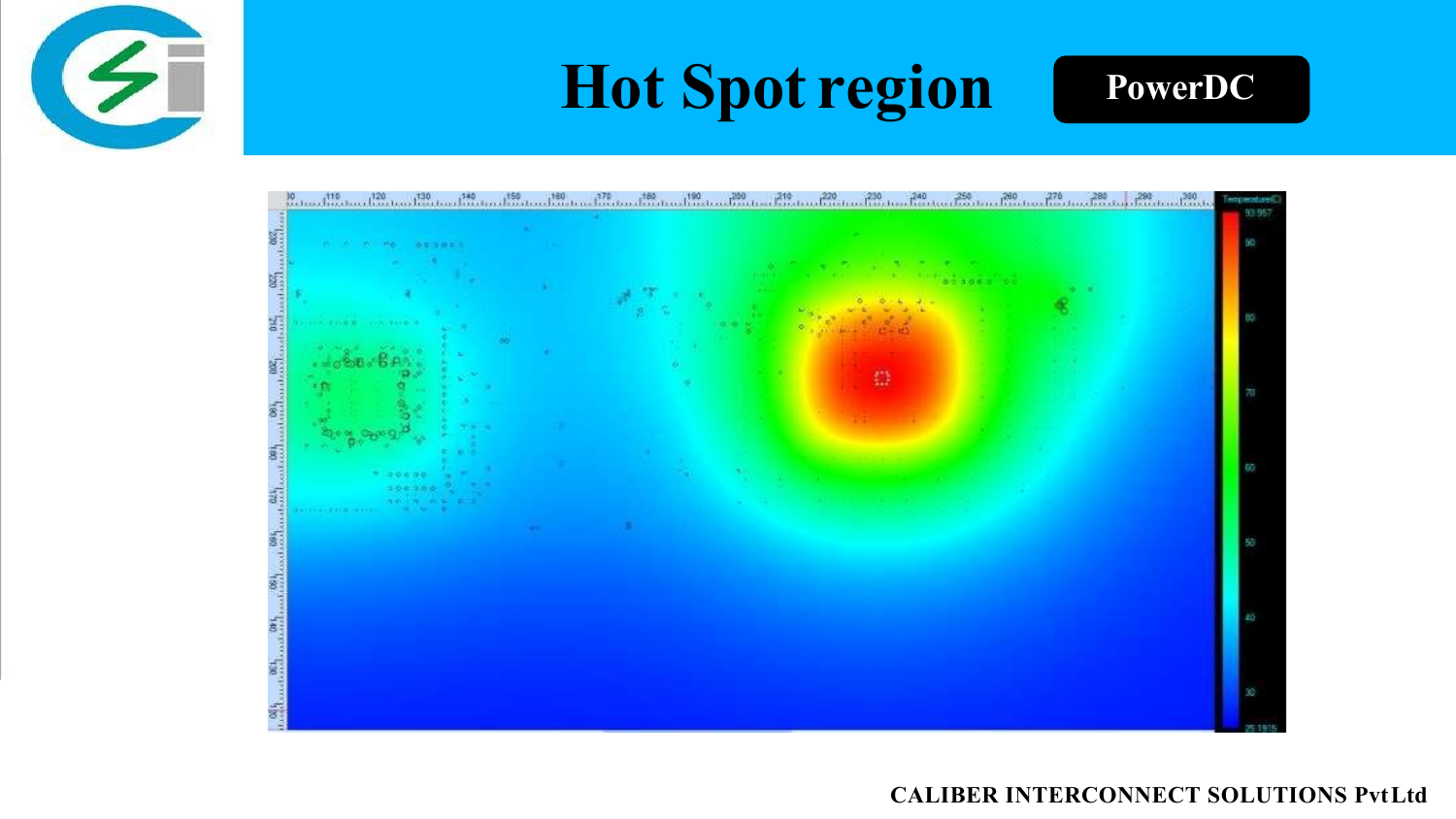# Hot Spot region

**PowerDC**

**CALIBER INTERCONNECT SOLUTIONS Pvt Ltd**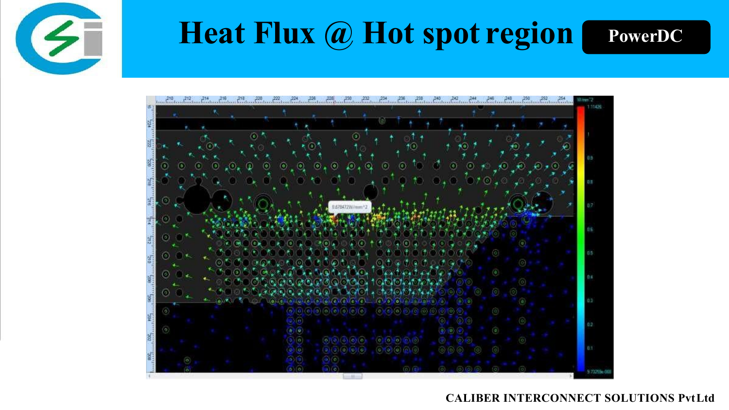# Heat Flux @ Hot spot region

**PowerDC**

**CALIBER INTERCONNECT SOLUTIONS Pvt Ltd**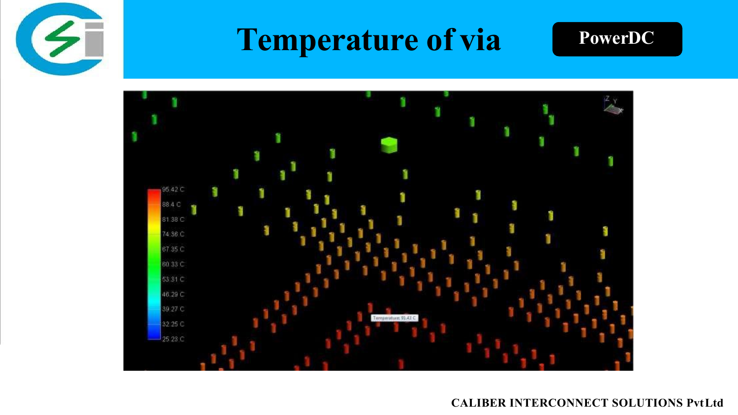# Temperature of via

**PowerDC**

95.42 C
88.4 C
81.38 C
74.36 C
67.35 C
60.33 C
53.31 C
46.29 C
39.27 C
32.25 C
25.23 C

Temperature: 95.43 C

**CALIBER INTERCONNECT SOLUTIONS Pvt Ltd**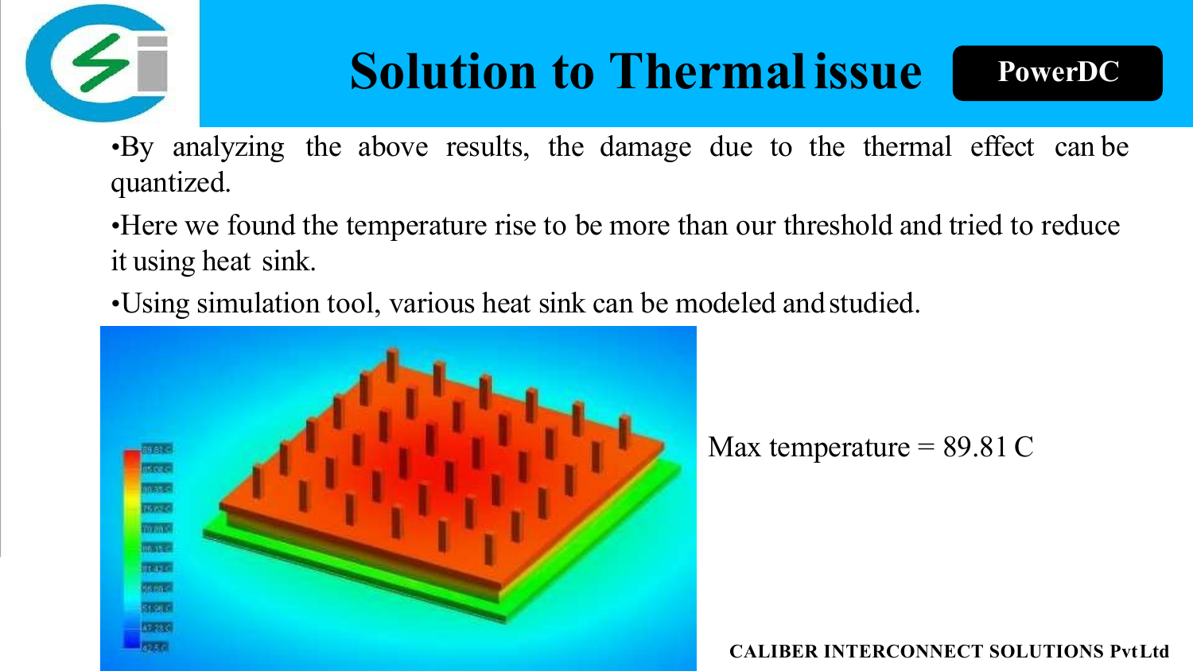# Solution to Thermal issue

**PowerDC**

- By analyzing the above results, the damage due to the thermal effect can be quantized.
- Here we found the temperature rise to be more than our threshold and tried to reduce it using heat sink.
- Using simulation tool, various heat sink can be modeled and studied.

Max temperature = 89.81 C

**CALIBER INTERCONNECT SOLUTIONS Pvt Ltd**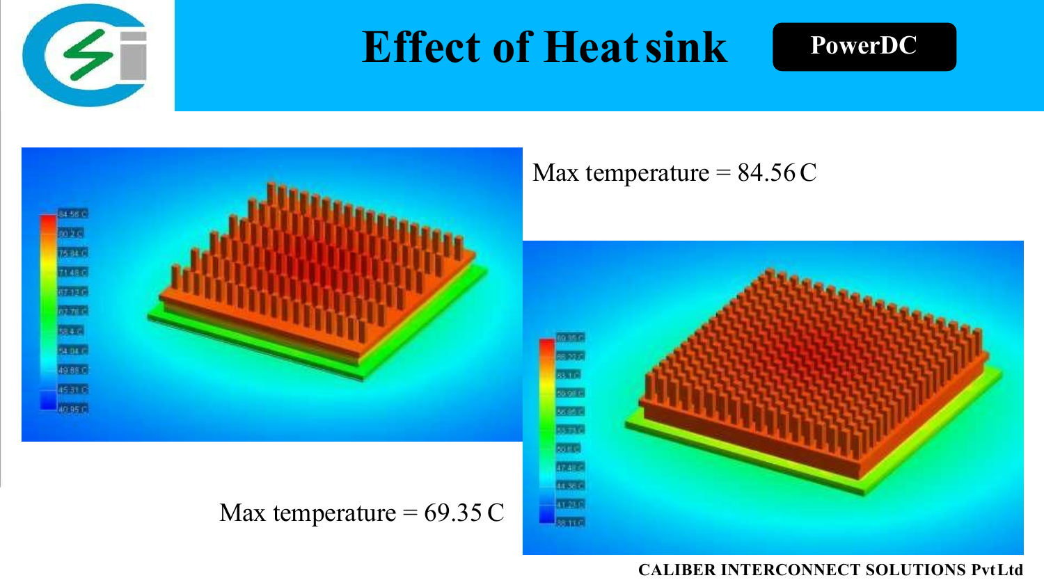# Effect of Heat sink

**PowerDC**

Max temperature = 84.56 C

Max temperature = 69.35 C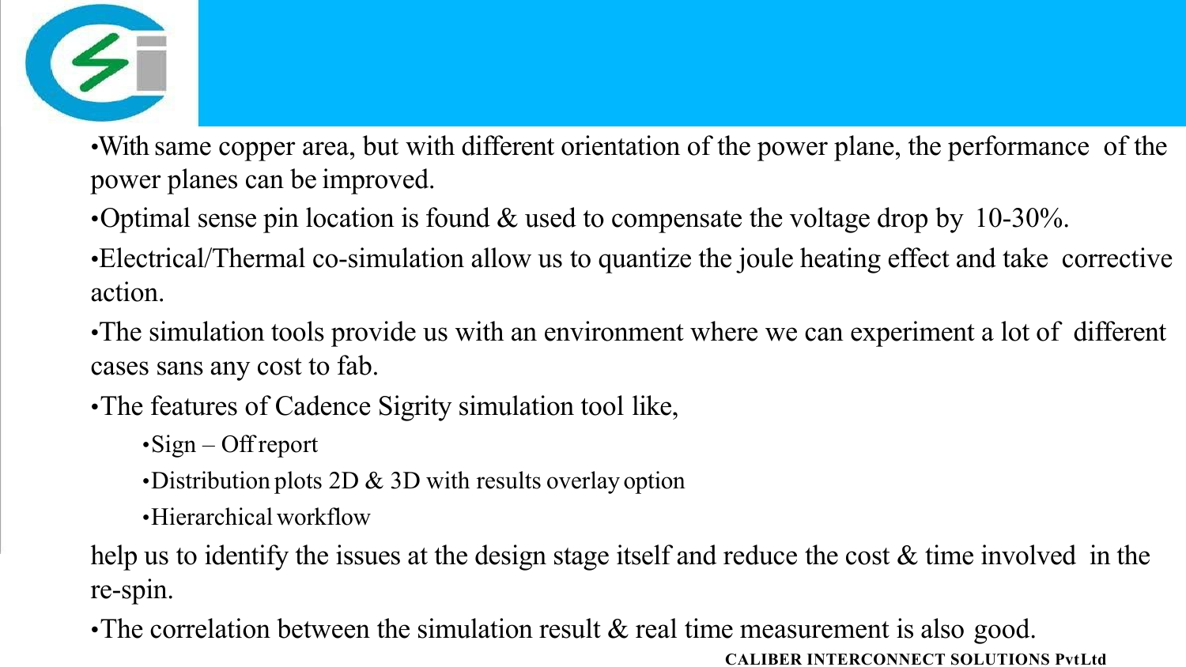- With same copper area, but with different orientation of the power plane, the performance of the power planes can be improved.
- Optimal sense pin location is found & used to compensate the voltage drop by 10-30%.
- Electrical/Thermal co-simulation allow us to quantize the joule heating effect and take corrective action.
- The simulation tools provide us with an environment where we can experiment a lot of different cases sans any cost to fab.
- The features of Cadence Sigrity simulation tool like,
  - Sign – Off report
  - Distribution plots 2D & 3D with results overlay option
  - Hierarchical workflow

  help us to identify the issues at the design stage itself and reduce the cost & time involved in the re-spin.
- The correlation between the simulation result & real time measurement is also good.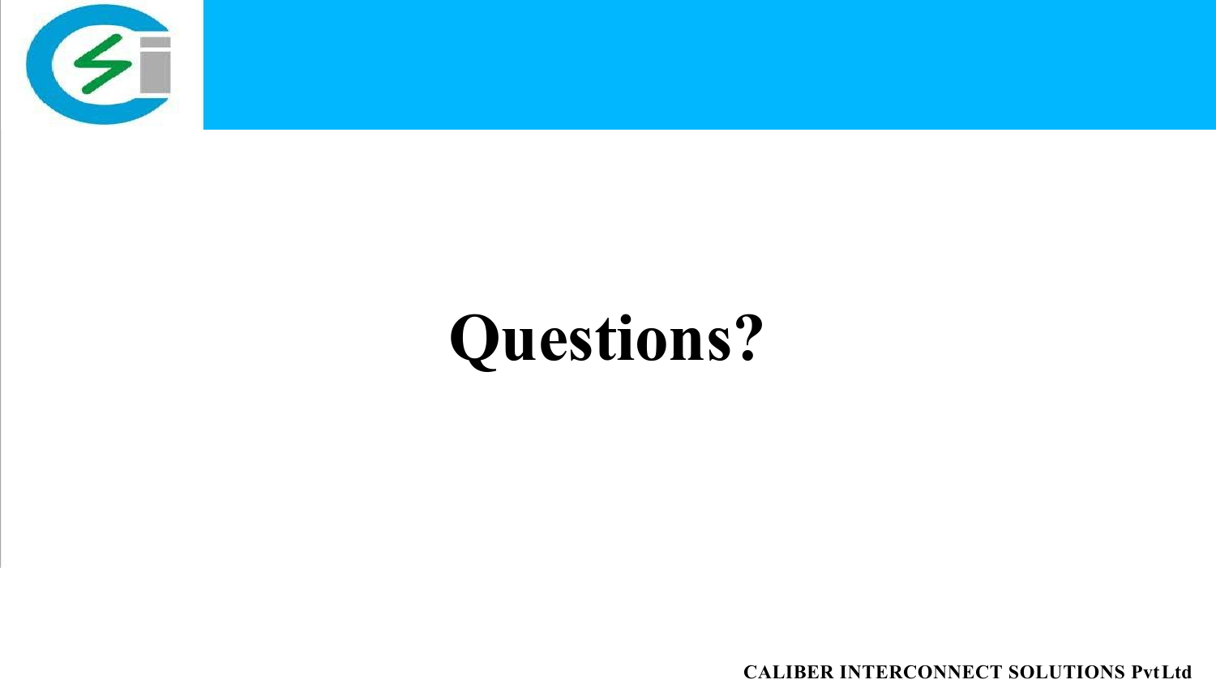# Questions?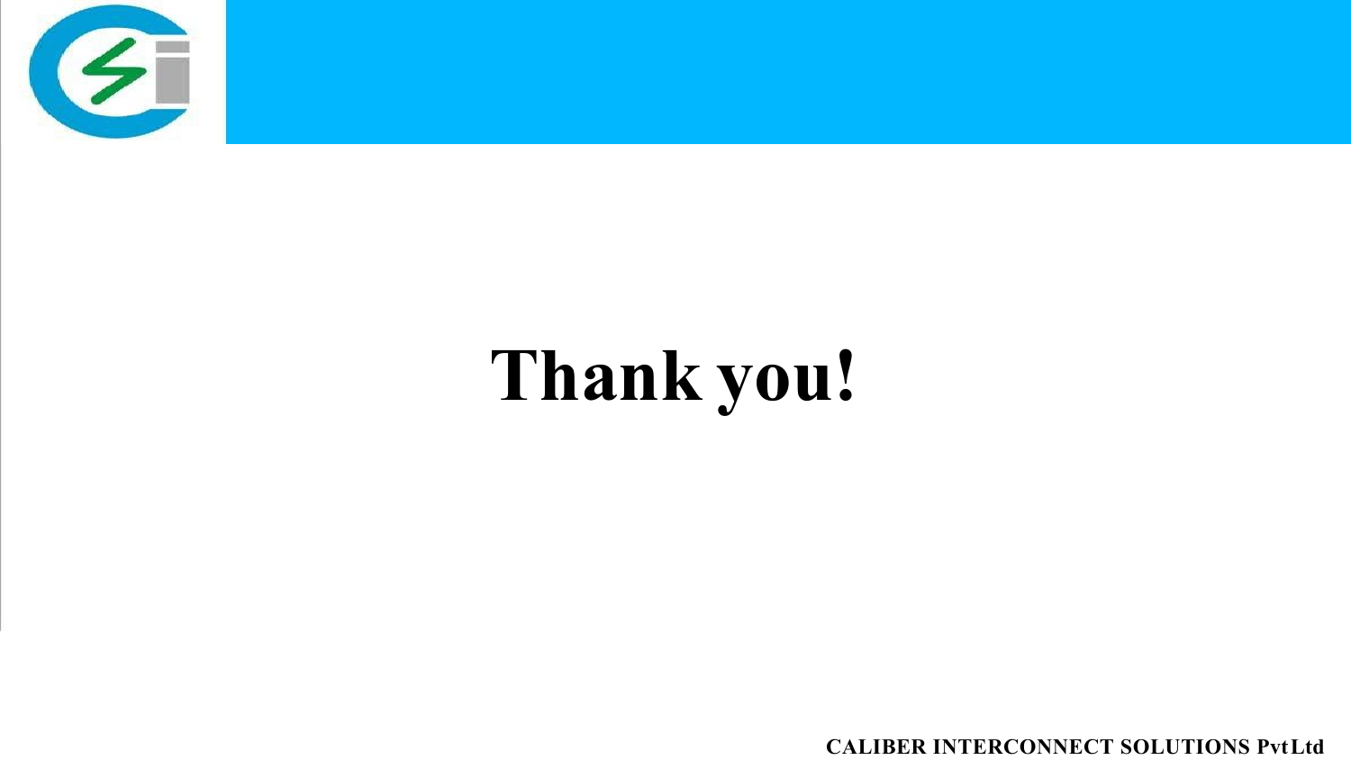# Thank you!

CALIBER INTERCONNECT SOLUTIONS Pvt Ltd